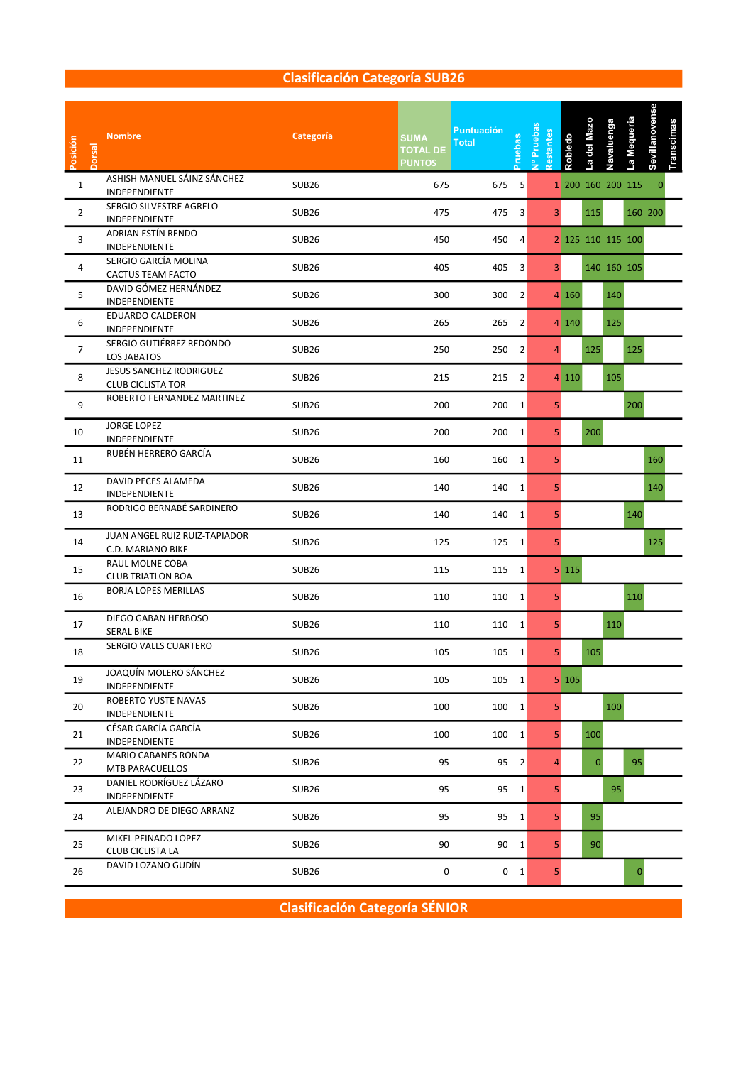## Clasificación Categoría SUB26

| Posición | Dorsal | Nombre | Categoría | SUMA TOTAL DE PUNTOS | Puntuación Total | Pruebas | Nº Pruebas Restantes | Robledo | La del Mazo | Navalunga | La Mequeria | Sevillanovense | Transcimas |
|---|---|---|---|---|---|---|---|---|---|---|---|---|---|
| 1 | | ASHISH MANUEL SÁINZ SÁNCHEZ INDEPENDIENTE | SUB26 | 675 | 675 | 5 | 1 | 200 | 160 | 200 | 115 | 0 | |
| 2 | | SERGIO SILVESTRE AGRELO INDEPENDIENTE | SUB26 | 475 | 475 | 3 | 3 | | 115 | | 160 | 200 | |
| 3 | | ADRIAN ESTÍN RENDO INDEPENDIENTE | SUB26 | 450 | 450 | 4 | 2 | 125 | 110 | 115 | 100 | | |
| 4 | | SERGIO GARCÍA MOLINA CACTUS TEAM FACTO | SUB26 | 405 | 405 | 3 | 3 | | 140 | 160 | 105 | | |
| 5 | | DAVID GÓMEZ HERNÁNDEZ INDEPENDIENTE | SUB26 | 300 | 300 | 2 | 4 | 160 | | 140 | | | |
| 6 | | EDUARDO CALDERON INDEPENDIENTE | SUB26 | 265 | 265 | 2 | 4 | 140 | | 125 | | | |
| 7 | | SERGIO GUTIÉRREZ REDONDO LOS JABATOS | SUB26 | 250 | 250 | 2 | 4 | | 125 | | 125 | | |
| 8 | | JESUS SANCHEZ RODRIGUEZ CLUB CICLISTA TOR | SUB26 | 215 | 215 | 2 | 4 | 110 | | 105 | | | |
| 9 | | ROBERTO FERNANDEZ MARTINEZ | SUB26 | 200 | 200 | 1 | 5 | | | | 200 | | |
| 10 | | JORGE LOPEZ INDEPENDIENTE | SUB26 | 200 | 200 | 1 | 5 | | 200 | | | | |
| 11 | | RUBÉN HERRERO GARCÍA | SUB26 | 160 | 160 | 1 | 5 | | | | | 160 | |
| 12 | | DAVID PECES ALAMEDA INDEPENDIENTE | SUB26 | 140 | 140 | 1 | 5 | | | | | 140 | |
| 13 | | RODRIGO BERNABÉ SARDINERO | SUB26 | 140 | 140 | 1 | 5 | | | | 140 | | |
| 14 | | JUAN ANGEL RUIZ RUIZ-TAPIADOR C.D. MARIANO BIKE | SUB26 | 125 | 125 | 1 | 5 | | | | | 125 | |
| 15 | | RAUL MOLNE COBA CLUB TRIATLON BOA | SUB26 | 115 | 115 | 1 | 5 | 115 | | | | | |
| 16 | | BORJA LOPES MERILLAS | SUB26 | 110 | 110 | 1 | 5 | | | | 110 | | |
| 17 | | DIEGO GABAN HERBOSO SERAL BIKE | SUB26 | 110 | 110 | 1 | 5 | | | 110 | | | |
| 18 | | SERGIO VALLS CUARTERO | SUB26 | 105 | 105 | 1 | 5 | | 105 | | | | |
| 19 | | JOAQUÍN MOLERO SÁNCHEZ INDEPENDIENTE | SUB26 | 105 | 105 | 1 | 5 | 105 | | | | | |
| 20 | | ROBERTO YUSTE NAVAS INDEPENDIENTE | SUB26 | 100 | 100 | 1 | 5 | | | 100 | | | |
| 21 | | CÉSAR GARCÍA GARCÍA INDEPENDIENTE | SUB26 | 100 | 100 | 1 | 5 | | 100 | | | | |
| 22 | | MARIO CABANES RONDA MTB PARACUELLOS | SUB26 | 95 | 95 | 2 | 4 | | 0 | | 95 | | |
| 23 | | DANIEL RODRÍGUEZ LÁZARO INDEPENDIENTE | SUB26 | 95 | 95 | 1 | 5 | | | 95 | | | |
| 24 | | ALEJANDRO DE DIEGO ARRANZ | SUB26 | 95 | 95 | 1 | 5 | | 95 | | | | |
| 25 | | MIKEL PEINADO LOPEZ CLUB CICLISTA LA | SUB26 | 90 | 90 | 1 | 5 | | 90 | | | | |
| 26 | | DAVID LOZANO GUDÍN | SUB26 | 0 | 0 | 1 | 5 | | | | 0 | | |

## Clasificación Categoría SÉNIOR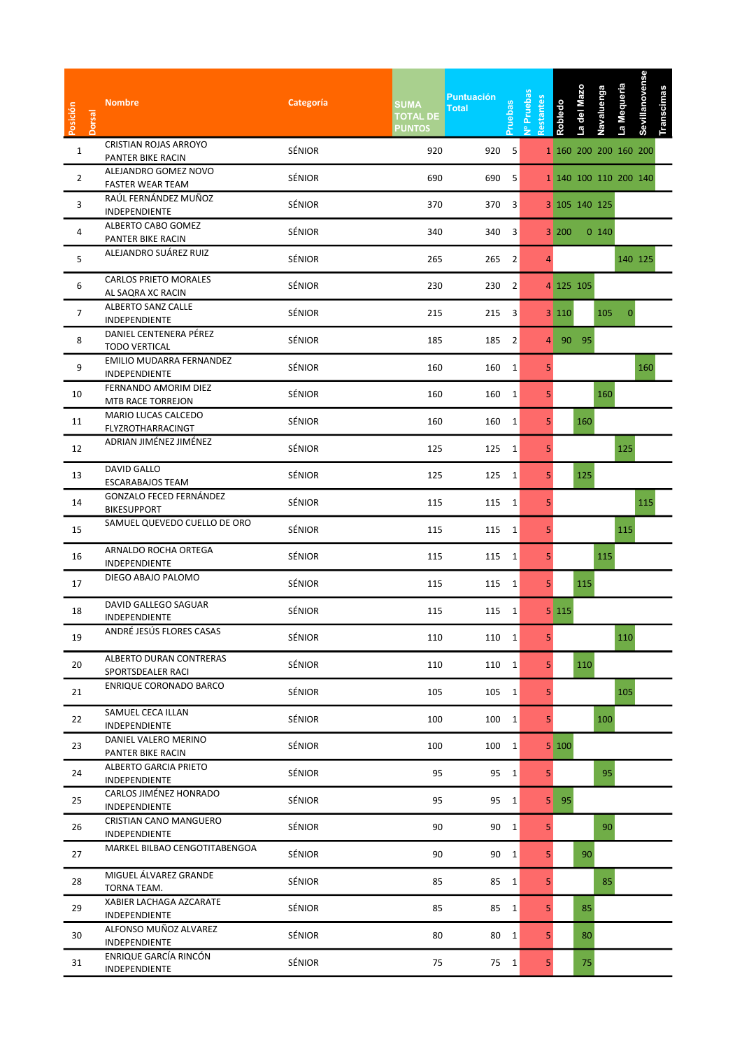| Posición | Dorsal | Nombre | Categoría | SUMA TOTAL DE PUNTOS | Puntuación Total | Pruebas | Nº Pruebas Restantes | Robledo | La del Mazo | Navaluenga | La Mequeria | Sevillanovense | Transcimas |
|---|---|---|---|---|---|---|---|---|---|---|---|---|---|
| 1 | | CRISTIAN ROJAS ARROYO PANTER BIKE RACIN | SÉNIOR | 920 | 920 | 5 | 1 | 160 | 200 | 200 | 160 | 200 | |
| 2 | | ALEJANDRO GOMEZ NOVO FASTER WEAR TEAM | SÉNIOR | 690 | 690 | 5 | 1 | 140 | 100 | 110 | 200 | 140 | |
| 3 | | RAÚL FERNÁNDEZ MUÑOZ INDEPENDIENTE | SÉNIOR | 370 | 370 | 3 | 3 | 105 | 140 | 125 | | | |
| 4 | | ALBERTO CABO GOMEZ PANTER BIKE RACIN | SÉNIOR | 340 | 340 | 3 | 3 | 200 | 0 | 140 | | | |
| 5 | | ALEJANDRO SUÁREZ RUIZ | SÉNIOR | 265 | 265 | 2 | 4 | | | | 140 | 125 | |
| 6 | | CARLOS PRIETO MORALES AL SAQRA XC RACIN | SÉNIOR | 230 | 230 | 2 | 4 | 125 | 105 | | | | |
| 7 | | ALBERTO SANZ CALLE INDEPENDIENTE | SÉNIOR | 215 | 215 | 3 | 3 | 110 | | 105 | 0 | | |
| 8 | | DANIEL CENTENERA PÉREZ TODO VERTICAL | SÉNIOR | 185 | 185 | 2 | 4 | 90 | 95 | | | | |
| 9 | | EMILIO MUDARRA FERNANDEZ INDEPENDIENTE | SÉNIOR | 160 | 160 | 1 | 5 | | | | | 160 | |
| 10 | | FERNANDO AMORIM DIEZ MTB RACE TORREJON | SÉNIOR | 160 | 160 | 1 | 5 | | | 160 | | | |
| 11 | | MARIO LUCAS CALCEDO FLYZROTHARRACINGT | SÉNIOR | 160 | 160 | 1 | 5 | | 160 | | | | |
| 12 | | ADRIAN JIMÉNEZ JIMÉNEZ | SÉNIOR | 125 | 125 | 1 | 5 | | | | 125 | | |
| 13 | | DAVID GALLO ESCARABAJOS TEAM | SÉNIOR | 125 | 125 | 1 | 5 | | 125 | | | | |
| 14 | | GONZALO FECED FERNÁNDEZ BIKESUPPORT | SÉNIOR | 115 | 115 | 1 | 5 | | | | | 115 | |
| 15 | | SAMUEL QUEVEDO CUELLO DE ORO | SÉNIOR | 115 | 115 | 1 | 5 | | | | 115 | | |
| 16 | | ARNALDO ROCHA ORTEGA INDEPENDIENTE | SÉNIOR | 115 | 115 | 1 | 5 | | | 115 | | | |
| 17 | | DIEGO ABAJO PALOMO | SÉNIOR | 115 | 115 | 1 | 5 | | 115 | | | | |
| 18 | | DAVID GALLEGO SAGUAR INDEPENDIENTE | SÉNIOR | 115 | 115 | 1 | 5 | 115 | | | | | |
| 19 | | ANDRÉ JESÚS FLORES CASAS | SÉNIOR | 110 | 110 | 1 | 5 | | | | 110 | | |
| 20 | | ALBERTO DURAN CONTRERAS SPORTSDEALER RACI | SÉNIOR | 110 | 110 | 1 | 5 | | 110 | | | | |
| 21 | | ENRIQUE CORONADO BARCO | SÉNIOR | 105 | 105 | 1 | 5 | | | | 105 | | |
| 22 | | SAMUEL CECA ILLAN INDEPENDIENTE | SÉNIOR | 100 | 100 | 1 | 5 | | | 100 | | | |
| 23 | | DANIEL VALERO MERINO PANTER BIKE RACIN | SÉNIOR | 100 | 100 | 1 | 5 | 100 | | | | | |
| 24 | | ALBERTO GARCIA PRIETO INDEPENDIENTE | SÉNIOR | 95 | 95 | 1 | 5 | | | 95 | | | |
| 25 | | CARLOS JIMÉNEZ HONRADO INDEPENDIENTE | SÉNIOR | 95 | 95 | 1 | 5 | 95 | | | | | |
| 26 | | CRISTIAN CANO MANGUERO INDEPENDIENTE | SÉNIOR | 90 | 90 | 1 | 5 | | | 90 | | | |
| 27 | | MARKEL BILBAO CENGOTITABENGOA | SÉNIOR | 90 | 90 | 1 | 5 | | 90 | | | | |
| 28 | | MIGUEL ÁLVAREZ GRANDE TORNA TEAM. | SÉNIOR | 85 | 85 | 1 | 5 | | | 85 | | | |
| 29 | | XABIER LACHAGA AZCARATE INDEPENDIENTE | SÉNIOR | 85 | 85 | 1 | 5 | | 85 | | | | |
| 30 | | ALFONSO MUÑOZ ALVAREZ INDEPENDIENTE | SÉNIOR | 80 | 80 | 1 | 5 | | 80 | | | | |
| 31 | | ENRIQUE GARCÍA RINCÓN INDEPENDIENTE | SÉNIOR | 75 | 75 | 1 | 5 | | 75 | | | | |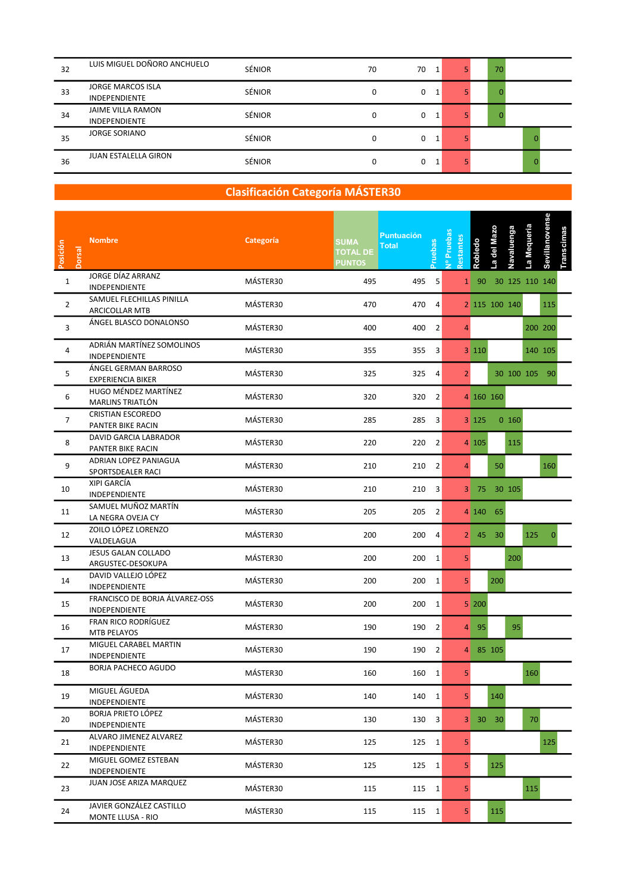| Posición | Dorsal | Nombre | Categoría | SUMA TOTAL DE PUNTOS | Puntuación Total | Pruebas | Nº Pruebas Restantes | Robledo | La del Mazo | Navaluenga | La Mequeria | Sevillanovense | Transcimas |
|---|---|---|---|---|---|---|---|---|---|---|---|---|---|
| 32 | | LUIS MIGUEL DOÑORO ANCHUELO | SÉNIOR | 70 | 70 | 1 | 5 | | 70 | | | | |
| 33 | | JORGE MARCOS ISLA<br>INDEPENDIENTE | SÉNIOR | 0 | 0 | 1 | 5 | | 0 | | | | |
| 34 | | JAIME VILLA RAMON<br>INDEPENDIENTE | SÉNIOR | 0 | 0 | 1 | 5 | | 0 | | | | |
| 35 | | JORGE SORIANO | SÉNIOR | 0 | 0 | 1 | 5 | | | | 0 | | |
| 36 | | JUAN ESTALELLA GIRON | SÉNIOR | 0 | 0 | 1 | 5 | | | | 0 | | |

## Clasificación Categoría MÁSTER30

| Posición | Dorsal | Nombre | Categoría | SUMA TOTAL DE PUNTOS | Puntuación Total | Pruebas | Nº Pruebas Restantes | Robledo | La del Mazo | Navaluenga | La Mequeria | Sevillanovense | Transcimas |
|---|---|---|---|---|---|---|---|---|---|---|---|---|---|
| 1 | | JORGE DÍAZ ARRANZ<br>INDEPENDIENTE | MÁSTER30 | 495 | 495 | 5 | 1 | 90 | 30 | 125 | 110 | 140 | |
| 2 | | SAMUEL FLECHILLAS PINILLA<br>ARCICOLLAR MTB | MÁSTER30 | 470 | 470 | 4 | 2 | 115 | 100 | 140 | | 115 | |
| 3 | | ÁNGEL BLASCO DONALONSO | MÁSTER30 | 400 | 400 | 2 | 4 | | | | 200 | 200 | |
| 4 | | ADRIÁN MARTÍNEZ SOMOLINOS<br>INDEPENDIENTE | MÁSTER30 | 355 | 355 | 3 | 3 | 110 | | | 140 | 105 | |
| 5 | | ÁNGEL GERMAN BARROSO<br>EXPERIENCIA BIKER | MÁSTER30 | 325 | 325 | 4 | 2 | | 30 | 100 | 105 | 90 | |
| 6 | | HUGO MÉNDEZ MARTÍNEZ<br>MARLINS TRIATLÓN | MÁSTER30 | 320 | 320 | 2 | 4 | 160 | 160 | | | | |
| 7 | | CRISTIAN ESCOREDO<br>PANTER BIKE RACIN | MÁSTER30 | 285 | 285 | 3 | 3 | 125 | 0 | 160 | | | |
| 8 | | DAVID GARCIA LABRADOR<br>PANTER BIKE RACIN | MÁSTER30 | 220 | 220 | 2 | 4 | 105 | | 115 | | | |
| 9 | | ADRIAN LOPEZ PANIAGUA<br>SPORTSDEALER RACI | MÁSTER30 | 210 | 210 | 2 | 4 | | 50 | | | 160 | |
| 10 | | XIPI GARCÍA<br>INDEPENDIENTE | MÁSTER30 | 210 | 210 | 3 | 3 | 75 | 30 | 105 | | | |
| 11 | | SAMUEL MUÑOZ MARTÍN<br>LA NEGRA OVEJA CY | MÁSTER30 | 205 | 205 | 2 | 4 | 140 | 65 | | | | |
| 12 | | ZOILO LÓPEZ LORENZO<br>VALDELAGUA | MÁSTER30 | 200 | 200 | 4 | 2 | 45 | 30 | | 125 | 0 | |
| 13 | | JESUS GALAN COLLADO<br>ARGUSTEC-DESOKUPA | MÁSTER30 | 200 | 200 | 1 | 5 | | | 200 | | | |
| 14 | | DAVID VALLEJO LÓPEZ<br>INDEPENDIENTE | MÁSTER30 | 200 | 200 | 1 | 5 | | 200 | | | | |
| 15 | | FRANCISCO DE BORJA ÁLVAREZ-OSS<br>INDEPENDIENTE | MÁSTER30 | 200 | 200 | 1 | 5 | 200 | | | | | |
| 16 | | FRAN RICO RODRÍGUEZ<br>MTB PELAYOS | MÁSTER30 | 190 | 190 | 2 | 4 | 95 | | 95 | | | |
| 17 | | MIGUEL CARABEL MARTIN<br>INDEPENDIENTE | MÁSTER30 | 190 | 190 | 2 | 4 | 85 | 105 | | | | |
| 18 | | BORJA PACHECO AGUDO | MÁSTER30 | 160 | 160 | 1 | 5 | | | | 160 | | |
| 19 | | MIGUEL ÁGUEDA<br>INDEPENDIENTE | MÁSTER30 | 140 | 140 | 1 | 5 | | 140 | | | | |
| 20 | | BORJA PRIETO LÓPEZ<br>INDEPENDIENTE | MÁSTER30 | 130 | 130 | 3 | 3 | 30 | 30 | | 70 | | |
| 21 | | ALVARO JIMENEZ ALVAREZ<br>INDEPENDIENTE | MÁSTER30 | 125 | 125 | 1 | 5 | | | | | 125 | |
| 22 | | MIGUEL GOMEZ ESTEBAN<br>INDEPENDIENTE | MÁSTER30 | 125 | 125 | 1 | 5 | | 125 | | | | |
| 23 | | JUAN JOSE ARIZA MARQUEZ | MÁSTER30 | 115 | 115 | 1 | 5 | | | | 115 | | |
| 24 | | JAVIER GONZÁLEZ CASTILLO<br>MONTE LLUSA - RIO | MÁSTER30 | 115 | 115 | 1 | 5 | | 115 | | | | |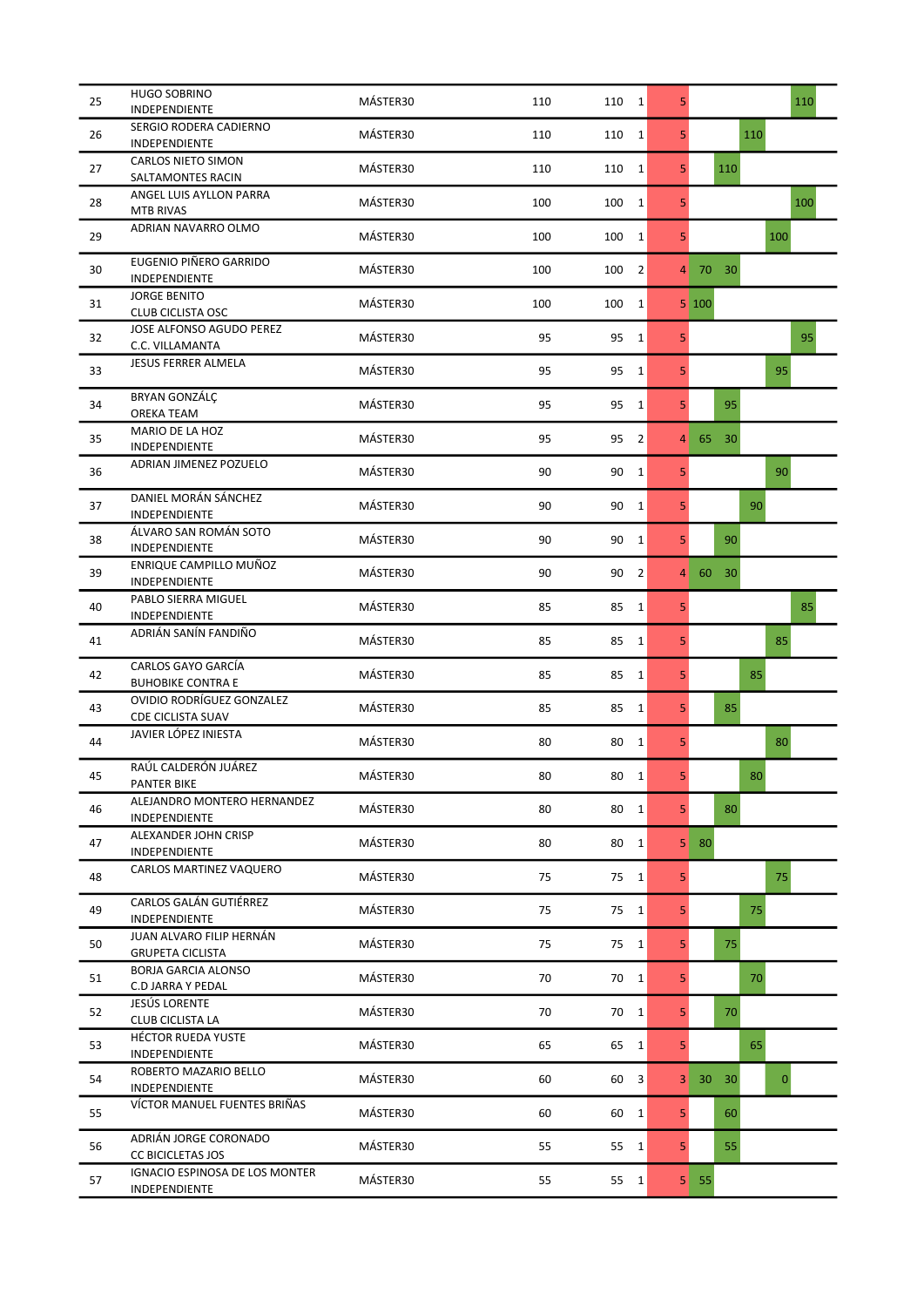| | | | | | | | | | | | |
|---|---|---|---|---|---|---|---|---|---|---|---|
| 25 | HUGO SOBRINO<br>INDEPENDIENTE | MÁSTER30 | 110 | 110 | 1 | 5 | | | | | 110 |
| 26 | SERGIO RODERA CADIERNO<br>INDEPENDIENTE | MÁSTER30 | 110 | 110 | 1 | 5 | | | 110 | | |
| 27 | CARLOS NIETO SIMON<br>SALTAMONTES RACIN | MÁSTER30 | 110 | 110 | 1 | 5 | | 110 | | | |
| 28 | ANGEL LUIS AYLLON PARRA<br>MTB RIVAS | MÁSTER30 | 100 | 100 | 1 | 5 | | | | | 100 |
| 29 | ADRIAN NAVARRO OLMO | MÁSTER30 | 100 | 100 | 1 | 5 | | | | 100 | |
| 30 | EUGENIO PIÑERO GARRIDO<br>INDEPENDIENTE | MÁSTER30 | 100 | 100 | 2 | 4 | 70 | 30 | | | |
| 31 | JORGE BENITO<br>CLUB CICLISTA OSC | MÁSTER30 | 100 | 100 | 1 | 5 | 100 | | | | |
| 32 | JOSE ALFONSO AGUDO PEREZ<br>C.C. VILLAMANTA | MÁSTER30 | 95 | 95 | 1 | 5 | | | | | 95 |
| 33 | JESUS FERRER ALMELA | MÁSTER30 | 95 | 95 | 1 | 5 | | | | 95 | |
| 34 | BRYAN GONZÁLÇ<br>OREKA TEAM | MÁSTER30 | 95 | 95 | 1 | 5 | | 95 | | | |
| 35 | MARIO DE LA HOZ<br>INDEPENDIENTE | MÁSTER30 | 95 | 95 | 2 | 4 | 65 | 30 | | | |
| 36 | ADRIAN JIMENEZ POZUELO | MÁSTER30 | 90 | 90 | 1 | 5 | | | | 90 | |
| 37 | DANIEL MORÁN SÁNCHEZ<br>INDEPENDIENTE | MÁSTER30 | 90 | 90 | 1 | 5 | | | 90 | | |
| 38 | ÁLVARO SAN ROMÁN SOTO<br>INDEPENDIENTE | MÁSTER30 | 90 | 90 | 1 | 5 | | 90 | | | |
| 39 | ENRIQUE CAMPILLO MUÑOZ<br>INDEPENDIENTE | MÁSTER30 | 90 | 90 | 2 | 4 | 60 | 30 | | | |
| 40 | PABLO SIERRA MIGUEL<br>INDEPENDIENTE | MÁSTER30 | 85 | 85 | 1 | 5 | | | | | 85 |
| 41 | ADRIÁN SANÍN FANDIÑO | MÁSTER30 | 85 | 85 | 1 | 5 | | | | 85 | |
| 42 | CARLOS GAYO GARCÍA<br>BUHOBIKE CONTRA E | MÁSTER30 | 85 | 85 | 1 | 5 | | | 85 | | |
| 43 | OVIDIO RODRÍGUEZ GONZALEZ<br>CDE CICLISTA SUAV | MÁSTER30 | 85 | 85 | 1 | 5 | | 85 | | | |
| 44 | JAVIER LÓPEZ INIESTA | MÁSTER30 | 80 | 80 | 1 | 5 | | | | 80 | |
| 45 | RAÚL CALDERÓN JUÁREZ<br>PANTER BIKE | MÁSTER30 | 80 | 80 | 1 | 5 | | | 80 | | |
| 46 | ALEJANDRO MONTERO HERNANDEZ<br>INDEPENDIENTE | MÁSTER30 | 80 | 80 | 1 | 5 | | 80 | | | |
| 47 | ALEXANDER JOHN CRISP<br>INDEPENDIENTE | MÁSTER30 | 80 | 80 | 1 | 5 | 80 | | | | |
| 48 | CARLOS MARTINEZ VAQUERO | MÁSTER30 | 75 | 75 | 1 | 5 | | | | 75 | |
| 49 | CARLOS GALÁN GUTIÉRREZ<br>INDEPENDIENTE | MÁSTER30 | 75 | 75 | 1 | 5 | | | 75 | | |
| 50 | JUAN ALVARO FILIP HERNÁN<br>GRUPETA CICLISTA | MÁSTER30 | 75 | 75 | 1 | 5 | | 75 | | | |
| 51 | BORJA GARCIA ALONSO<br>C.D JARRA Y PEDAL | MÁSTER30 | 70 | 70 | 1 | 5 | | | 70 | | |
| 52 | JESÚS LORENTE<br>CLUB CICLISTA LA | MÁSTER30 | 70 | 70 | 1 | 5 | | 70 | | | |
| 53 | HÉCTOR RUEDA YUSTE<br>INDEPENDIENTE | MÁSTER30 | 65 | 65 | 1 | 5 | | | 65 | | |
| 54 | ROBERTO MAZARIO BELLO<br>INDEPENDIENTE | MÁSTER30 | 60 | 60 | 3 | 3 | 30 | 30 | | 0 | |
| 55 | VÍCTOR MANUEL FUENTES BRIÑAS | MÁSTER30 | 60 | 60 | 1 | 5 | | 60 | | | |
| 56 | ADRIÁN JORGE CORONADO<br>CC BICICLETAS JOS | MÁSTER30 | 55 | 55 | 1 | 5 | | 55 | | | |
| 57 | IGNACIO ESPINOSA DE LOS MONTER<br>INDEPENDIENTE | MÁSTER30 | 55 | 55 | 1 | 5 | 55 | | | | |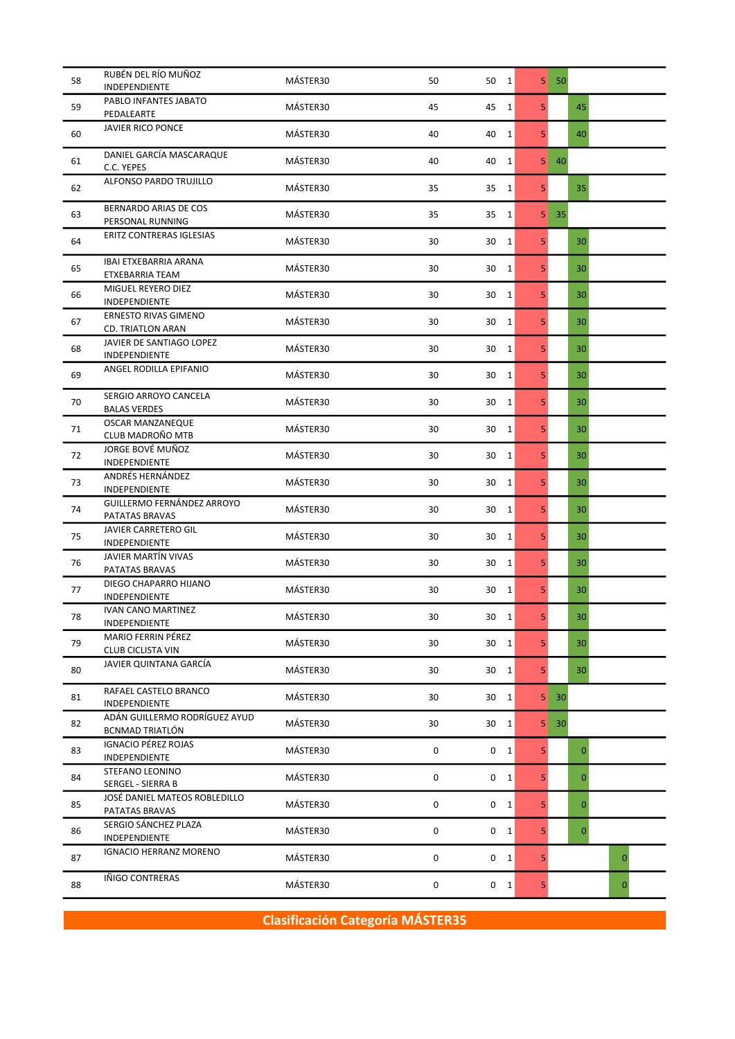| | | | | | | | | | |
|---|---|---|---|---|---|---|---|---|---|
| 58 | RUBÉN DEL RÍO MUÑOZ<br>INDEPENDIENTE | MÁSTER30 | 50 | 50 | 1 | 5 | 50 | | |
| 59 | PABLO INFANTES JABATO<br>PEDALEARTE | MÁSTER30 | 45 | 45 | 1 | 5 | | 45 | |
| 60 | JAVIER RICO PONCE | MÁSTER30 | 40 | 40 | 1 | 5 | | 40 | |
| 61 | DANIEL GARCÍA MASCARAQUE<br>C.C. YEPES | MÁSTER30 | 40 | 40 | 1 | 5 | 40 | | |
| 62 | ALFONSO PARDO TRUJILLO | MÁSTER30 | 35 | 35 | 1 | 5 | | 35 | |
| 63 | BERNARDO ARIAS DE COS<br>PERSONAL RUNNING | MÁSTER30 | 35 | 35 | 1 | 5 | 35 | | |
| 64 | ERITZ CONTRERAS IGLESIAS | MÁSTER30 | 30 | 30 | 1 | 5 | | 30 | |
| 65 | IBAI ETXEBARRIA ARANA<br>ETXEBARRIA TEAM | MÁSTER30 | 30 | 30 | 1 | 5 | | 30 | |
| 66 | MIGUEL REYERO DIEZ<br>INDEPENDIENTE | MÁSTER30 | 30 | 30 | 1 | 5 | | 30 | |
| 67 | ERNESTO RIVAS GIMENO<br>CD. TRIATLON ARAN | MÁSTER30 | 30 | 30 | 1 | 5 | | 30 | |
| 68 | JAVIER DE SANTIAGO LOPEZ<br>INDEPENDIENTE | MÁSTER30 | 30 | 30 | 1 | 5 | | 30 | |
| 69 | ANGEL RODILLA EPIFANIO | MÁSTER30 | 30 | 30 | 1 | 5 | | 30 | |
| 70 | SERGIO ARROYO CANCELA<br>BALAS VERDES | MÁSTER30 | 30 | 30 | 1 | 5 | | 30 | |
| 71 | OSCAR MANZANEQUE<br>CLUB MADROÑO MTB | MÁSTER30 | 30 | 30 | 1 | 5 | | 30 | |
| 72 | JORGE BOVÉ MUÑOZ<br>INDEPENDIENTE | MÁSTER30 | 30 | 30 | 1 | 5 | | 30 | |
| 73 | ANDRÉS HERNÁNDEZ<br>INDEPENDIENTE | MÁSTER30 | 30 | 30 | 1 | 5 | | 30 | |
| 74 | GUILLERMO FERNÁNDEZ ARROYO<br>PATATAS BRAVAS | MÁSTER30 | 30 | 30 | 1 | 5 | | 30 | |
| 75 | JAVIER CARRETERO GIL<br>INDEPENDIENTE | MÁSTER30 | 30 | 30 | 1 | 5 | | 30 | |
| 76 | JAVIER MARTÍN VIVAS<br>PATATAS BRAVAS | MÁSTER30 | 30 | 30 | 1 | 5 | | 30 | |
| 77 | DIEGO CHAPARRO HIJANO<br>INDEPENDIENTE | MÁSTER30 | 30 | 30 | 1 | 5 | | 30 | |
| 78 | IVAN CANO MARTINEZ<br>INDEPENDIENTE | MÁSTER30 | 30 | 30 | 1 | 5 | | 30 | |
| 79 | MARIO FERRIN PÉREZ<br>CLUB CICLISTA VIN | MÁSTER30 | 30 | 30 | 1 | 5 | | 30 | |
| 80 | JAVIER QUINTANA GARCÍA | MÁSTER30 | 30 | 30 | 1 | 5 | | 30 | |
| 81 | RAFAEL CASTELO BRANCO<br>INDEPENDIENTE | MÁSTER30 | 30 | 30 | 1 | 5 | 30 | | |
| 82 | ADÁN GUILLERMO RODRÍGUEZ AYUD<br>BCNMAD TRIATLÓN | MÁSTER30 | 30 | 30 | 1 | 5 | 30 | | |
| 83 | IGNACIO PÉREZ ROJAS<br>INDEPENDIENTE | MÁSTER30 | 0 | 0 | 1 | 5 | | 0 | |
| 84 | STEFANO LEONINO<br>SERGEL - SIERRA B | MÁSTER30 | 0 | 0 | 1 | 5 | | 0 | |
| 85 | JOSÉ DANIEL MATEOS ROBLEDILLO<br>PATATAS BRAVAS | MÁSTER30 | 0 | 0 | 1 | 5 | | 0 | |
| 86 | SERGIO SÁNCHEZ PLAZA<br>INDEPENDIENTE | MÁSTER30 | 0 | 0 | 1 | 5 | | 0 | |
| 87 | IGNACIO HERRANZ MORENO | MÁSTER30 | 0 | 0 | 1 | 5 | | | 0 |
| 88 | IÑIGO CONTRERAS | MÁSTER30 | 0 | 0 | 1 | 5 | | | 0 |

## Clasificación Categoría MÁSTER35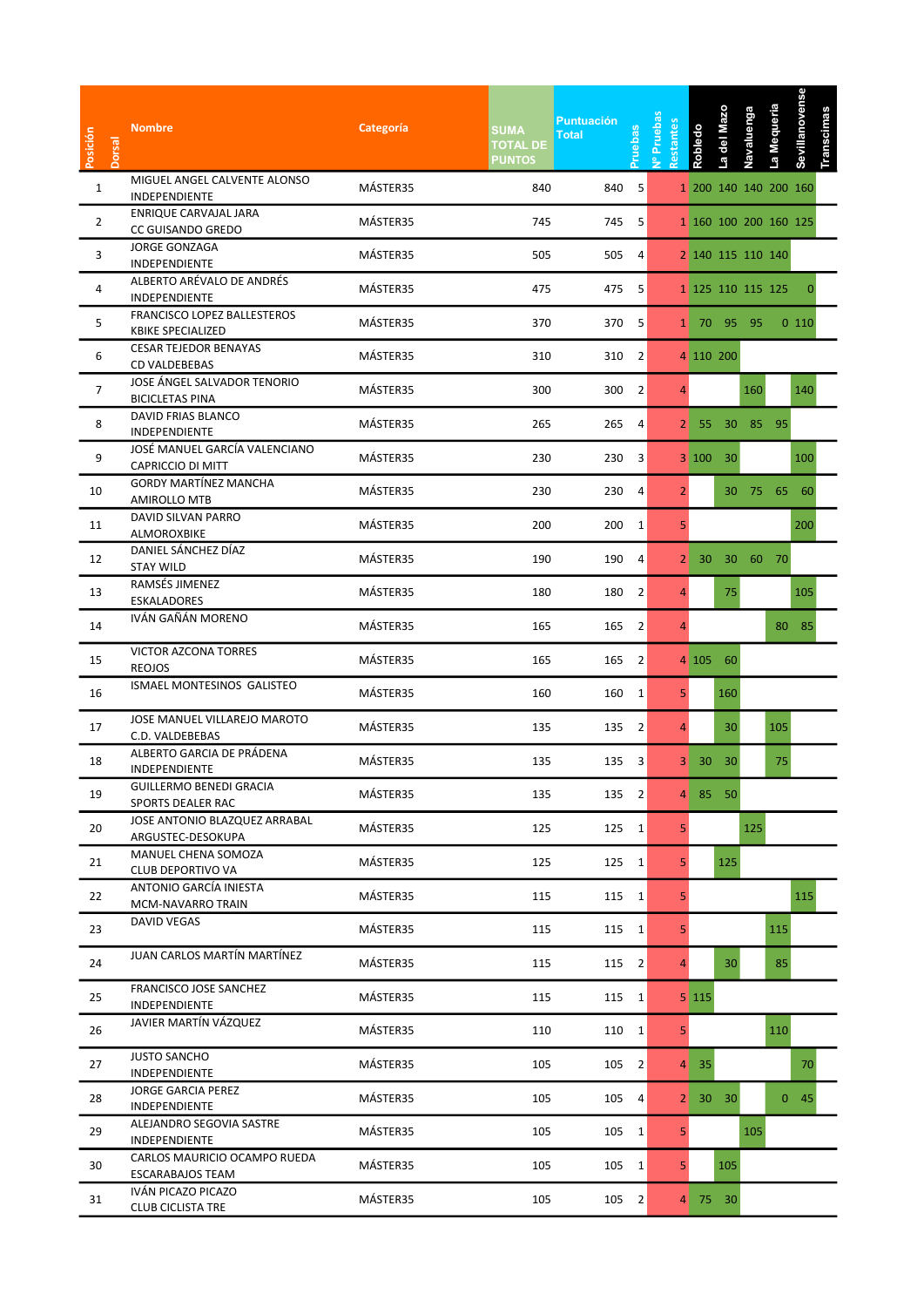| Posición | Dorsal | Nombre | Categoría | SUMA TOTAL DE PUNTOS | Puntuación Total | Pruebas | Nº Pruebas Restantes | Robledo | La del Mazo | Navaluenga | La Mequeria | Sevillanovense | Transcimas |
|---|---|---|---|---|---|---|---|---|---|---|---|---|---|
| 1 | | MIGUEL ANGEL CALVENTE ALONSO<br>INDEPENDIENTE | MÁSTER35 | 840 | 840 | 5 | 1 | 200 | 140 | 140 | 200 | 160 | |
| 2 | | ENRIQUE CARVAJAL JARA<br>CC GUISANDO GREDO | MÁSTER35 | 745 | 745 | 5 | 1 | 160 | 100 | 200 | 160 | 125 | |
| 3 | | JORGE GONZAGA<br>INDEPENDIENTE | MÁSTER35 | 505 | 505 | 4 | 2 | 140 | 115 | 110 | 140 | | |
| 4 | | ALBERTO ARÉVALO DE ANDRÉS<br>INDEPENDIENTE | MÁSTER35 | 475 | 475 | 5 | 1 | 125 | 110 | 115 | 125 | 0 | |
| 5 | | FRANCISCO LOPEZ BALLESTEROS<br>KBIKE SPECIALIZED | MÁSTER35 | 370 | 370 | 5 | 1 | 70 | 95 | 95 | 0 | 110 | |
| 6 | | CESAR TEJEDOR BENAYAS<br>CD VALDEBEBAS | MÁSTER35 | 310 | 310 | 2 | 4 | 110 | 200 | | | | |
| 7 | | JOSE ÁNGEL SALVADOR TENORIO<br>BICICLETAS PINA | MÁSTER35 | 300 | 300 | 2 | 4 | | | 160 | | 140 | |
| 8 | | DAVID FRIAS BLANCO<br>INDEPENDIENTE | MÁSTER35 | 265 | 265 | 4 | 2 | 55 | 30 | 85 | 95 | | |
| 9 | | JOSÉ MANUEL GARCÍA VALENCIANO<br>CAPRICCIO DI MITT | MÁSTER35 | 230 | 230 | 3 | 3 | 100 | 30 | | | 100 | |
| 10 | | GORDY MARTÍNEZ MANCHA<br>AMIROLLO MTB | MÁSTER35 | 230 | 230 | 4 | 2 | | 30 | 75 | 65 | 60 | |
| 11 | | DAVID SILVAN PARRO<br>ALMOROXBIKE | MÁSTER35 | 200 | 200 | 1 | 5 | | | | | 200 | |
| 12 | | DANIEL SÁNCHEZ DÍAZ<br>STAY WILD | MÁSTER35 | 190 | 190 | 4 | 2 | 30 | 30 | 60 | 70 | | |
| 13 | | RAMSÉS JIMENEZ<br>ESKALADORES | MÁSTER35 | 180 | 180 | 2 | 4 | | 75 | | | 105 | |
| 14 | | IVÁN GAÑÁN MORENO | MÁSTER35 | 165 | 165 | 2 | 4 | | | | 80 | 85 | |
| 15 | | VICTOR AZCONA TORRES<br>REOJOS | MÁSTER35 | 165 | 165 | 2 | 4 | 105 | 60 | | | | |
| 16 | | ISMAEL MONTESINOS GALISTEO | MÁSTER35 | 160 | 160 | 1 | 5 | | 160 | | | | |
| 17 | | JOSE MANUEL VILLAREJO MAROTO<br>C.D. VALDEBEBAS | MÁSTER35 | 135 | 135 | 2 | 4 | | 30 | | 105 | | |
| 18 | | ALBERTO GARCIA DE PRÁDENA<br>INDEPENDIENTE | MÁSTER35 | 135 | 135 | 3 | 3 | 30 | 30 | | 75 | | |
| 19 | | GUILLERMO BENEDI GRACIA<br>SPORTS DEALER RAC | MÁSTER35 | 135 | 135 | 2 | 4 | 85 | 50 | | | | |
| 20 | | JOSE ANTONIO BLAZQUEZ ARRABAL<br>ARGUSTEC-DESOKUPA | MÁSTER35 | 125 | 125 | 1 | 5 | | | 125 | | | |
| 21 | | MANUEL CHENA SOMOZA<br>CLUB DEPORTIVO VA | MÁSTER35 | 125 | 125 | 1 | 5 | | 125 | | | | |
| 22 | | ANTONIO GARCÍA INIESTA<br>MCM-NAVARRO TRAIN | MÁSTER35 | 115 | 115 | 1 | 5 | | | | | 115 | |
| 23 | | DAVID VEGAS | MÁSTER35 | 115 | 115 | 1 | 5 | | | | 115 | | |
| 24 | | JUAN CARLOS MARTÍN MARTÍNEZ | MÁSTER35 | 115 | 115 | 2 | 4 | | 30 | | 85 | | |
| 25 | | FRANCISCO JOSE SANCHEZ<br>INDEPENDIENTE | MÁSTER35 | 115 | 115 | 1 | 5 | 115 | | | | | |
| 26 | | JAVIER MARTÍN VÁZQUEZ | MÁSTER35 | 110 | 110 | 1 | 5 | | | | 110 | | |
| 27 | | JUSTO SANCHO<br>INDEPENDIENTE | MÁSTER35 | 105 | 105 | 2 | 4 | 35 | | | | 70 | |
| 28 | | JORGE GARCIA PEREZ<br>INDEPENDIENTE | MÁSTER35 | 105 | 105 | 4 | 2 | 30 | 30 | | 0 | 45 | |
| 29 | | ALEJANDRO SEGOVIA SASTRE<br>INDEPENDIENTE | MÁSTER35 | 105 | 105 | 1 | 5 | | | 105 | | | |
| 30 | | CARLOS MAURICIO OCAMPO RUEDA<br>ESCARABAJOS TEAM | MÁSTER35 | 105 | 105 | 1 | 5 | | 105 | | | | |
| 31 | | IVÁN PICAZO PICAZO<br>CLUB CICLISTA TRE | MÁSTER35 | 105 | 105 | 2 | 4 | 75 | 30 | | | | |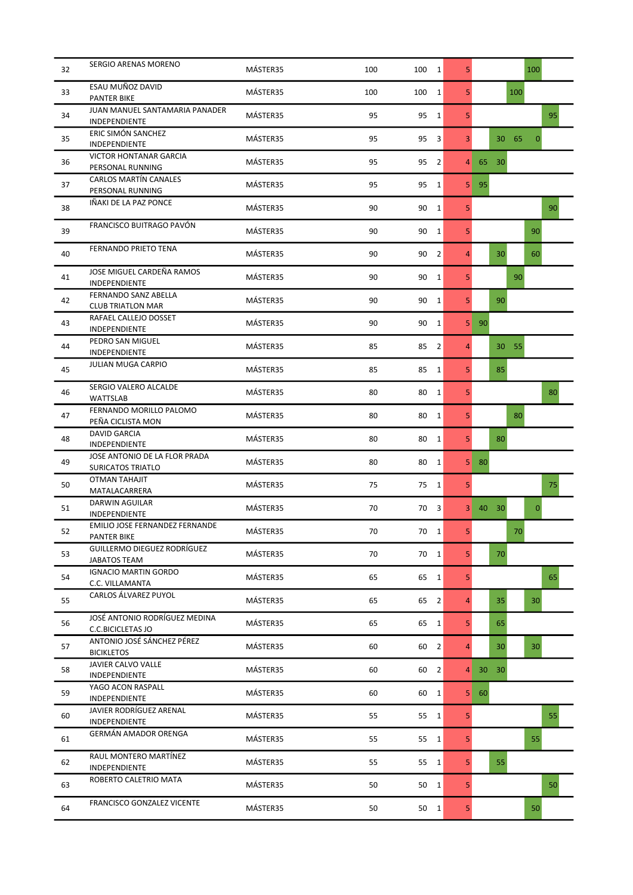| | | | | | | | | | | | | |
|---|---|---|---|---|---|---|---|---|---|---|---|---|
| 32 | SERGIO ARENAS MORENO | | MÁSTER35 | 100 | 100 | 1 | 5 | | | | 100 | |
| 33 | ESAU MUÑOZ DAVID | PANTER BIKE | MÁSTER35 | 100 | 100 | 1 | 5 | | | 100 | | |
| 34 | JUAN MANUEL SANTAMARIA PANADER | INDEPENDIENTE | MÁSTER35 | 95 | 95 | 1 | 5 | | | | | 95 |
| 35 | ERIC SIMÓN SANCHEZ | INDEPENDIENTE | MÁSTER35 | 95 | 95 | 3 | 3 | | 30 | 65 | 0 | |
| 36 | VICTOR HONTANAR GARCIA | PERSONAL RUNNING | MÁSTER35 | 95 | 95 | 2 | 4 | 65 | 30 | | | |
| 37 | CARLOS MARTÍN CANALES | PERSONAL RUNNING | MÁSTER35 | 95 | 95 | 1 | 5 | 95 | | | | |
| 38 | IÑAKI DE LA PAZ PONCE | | MÁSTER35 | 90 | 90 | 1 | 5 | | | | | 90 |
| 39 | FRANCISCO BUITRAGO PAVÓN | | MÁSTER35 | 90 | 90 | 1 | 5 | | | | 90 | |
| 40 | FERNANDO PRIETO TENA | | MÁSTER35 | 90 | 90 | 2 | 4 | | 30 | | 60 | |
| 41 | JOSE MIGUEL CARDEÑA RAMOS | INDEPENDIENTE | MÁSTER35 | 90 | 90 | 1 | 5 | | | 90 | | |
| 42 | FERNANDO SANZ ABELLA | CLUB TRIATLON MAR | MÁSTER35 | 90 | 90 | 1 | 5 | | 90 | | | |
| 43 | RAFAEL CALLEJO DOSSET | INDEPENDIENTE | MÁSTER35 | 90 | 90 | 1 | 5 | 90 | | | | |
| 44 | PEDRO SAN MIGUEL | INDEPENDIENTE | MÁSTER35 | 85 | 85 | 2 | 4 | | 30 | 55 | | |
| 45 | JULIAN MUGA CARPIO | | MÁSTER35 | 85 | 85 | 1 | 5 | | 85 | | | |
| 46 | SERGIO VALERO ALCALDE | WATTSLAB | MÁSTER35 | 80 | 80 | 1 | 5 | | | | | 80 |
| 47 | FERNANDO MORILLO PALOMO | PEÑA CICLISTA MON | MÁSTER35 | 80 | 80 | 1 | 5 | | | 80 | | |
| 48 | DAVID GARCIA | INDEPENDIENTE | MÁSTER35 | 80 | 80 | 1 | 5 | | 80 | | | |
| 49 | JOSE ANTONIO DE LA FLOR PRADA | SURICATOS TRIATLO | MÁSTER35 | 80 | 80 | 1 | 5 | 80 | | | | |
| 50 | OTMAN TAHAJIT | MATALACARRERA | MÁSTER35 | 75 | 75 | 1 | 5 | | | | | 75 |
| 51 | DARWIN AGUILAR | INDEPENDIENTE | MÁSTER35 | 70 | 70 | 3 | 3 | 40 | 30 | | 0 | |
| 52 | EMILIO JOSE FERNANDEZ FERNANDE | PANTER BIKE | MÁSTER35 | 70 | 70 | 1 | 5 | | | 70 | | |
| 53 | GUILLERMO DIEGUEZ RODRÍGUEZ | JABATOS TEAM | MÁSTER35 | 70 | 70 | 1 | 5 | | 70 | | | |
| 54 | IGNACIO MARTIN GORDO | C.C. VILLAMANTA | MÁSTER35 | 65 | 65 | 1 | 5 | | | | | 65 |
| 55 | CARLOS ÁLVAREZ PUYOL | | MÁSTER35 | 65 | 65 | 2 | 4 | | 35 | | 30 | |
| 56 | JOSÉ ANTONIO RODRÍGUEZ MEDINA | C.C.BICICLETAS JO | MÁSTER35 | 65 | 65 | 1 | 5 | | 65 | | | |
| 57 | ANTONIO JOSÉ SÁNCHEZ PÉREZ | BICIKLETOS | MÁSTER35 | 60 | 60 | 2 | 4 | | 30 | | 30 | |
| 58 | JAVIER CALVO VALLE | INDEPENDIENTE | MÁSTER35 | 60 | 60 | 2 | 4 | 30 | 30 | | | |
| 59 | YAGO ACON RASPALL | INDEPENDIENTE | MÁSTER35 | 60 | 60 | 1 | 5 | 60 | | | | |
| 60 | JAVIER RODRÍGUEZ ARENAL | INDEPENDIENTE | MÁSTER35 | 55 | 55 | 1 | 5 | | | | | 55 |
| 61 | GERMÁN AMADOR ORENGA | | MÁSTER35 | 55 | 55 | 1 | 5 | | | | 55 | |
| 62 | RAUL MONTERO MARTÍNEZ | INDEPENDIENTE | MÁSTER35 | 55 | 55 | 1 | 5 | | 55 | | | |
| 63 | ROBERTO CALETRIO MATA | | MÁSTER35 | 50 | 50 | 1 | 5 | | | | | 50 |
| 64 | FRANCISCO GONZALEZ VICENTE | | MÁSTER35 | 50 | 50 | 1 | 5 | | | | 50 | |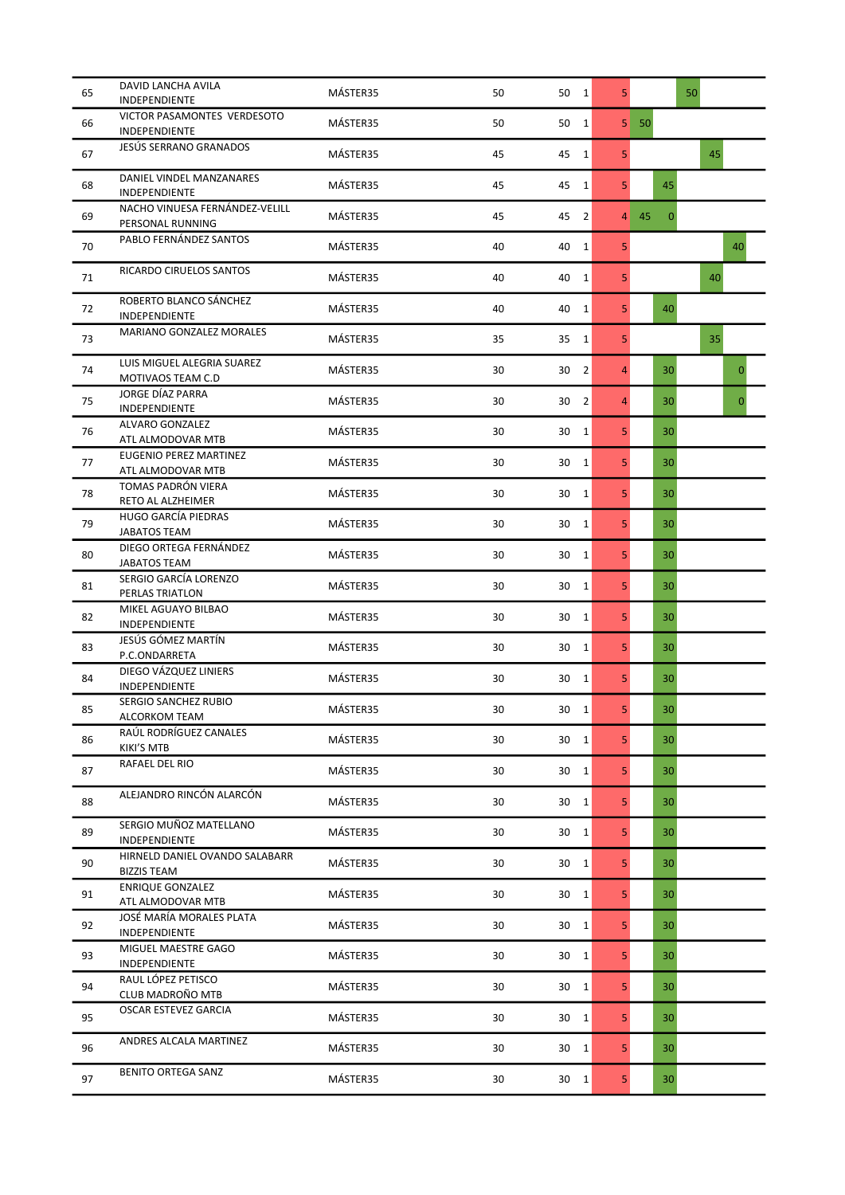| | | | | | | | | | | | |
|---|---|---|---|---|---|---|---|---|---|---|---|
| 65 | DAVID LANCHA AVILA<br>INDEPENDIENTE | MÁSTER35 | 50 | 50 | 1 | 5 | | | 50 | | |
| 66 | VICTOR PASAMONTES VERDESOTO<br>INDEPENDIENTE | MÁSTER35 | 50 | 50 | 1 | 5 | 50 | | | | |
| 67 | JESÚS SERRANO GRANADOS | MÁSTER35 | 45 | 45 | 1 | 5 | | | | 45 | |
| 68 | DANIEL VINDEL MANZANARES<br>INDEPENDIENTE | MÁSTER35 | 45 | 45 | 1 | 5 | | 45 | | | |
| 69 | NACHO VINUESA FERNÁNDEZ-VELILL<br>PERSONAL RUNNING | MÁSTER35 | 45 | 45 | 2 | 4 | 45 | 0 | | | |
| 70 | PABLO FERNÁNDEZ SANTOS | MÁSTER35 | 40 | 40 | 1 | 5 | | | | | 40 |
| 71 | RICARDO CIRUELOS SANTOS | MÁSTER35 | 40 | 40 | 1 | 5 | | | | 40 | |
| 72 | ROBERTO BLANCO SÁNCHEZ<br>INDEPENDIENTE | MÁSTER35 | 40 | 40 | 1 | 5 | | 40 | | | |
| 73 | MARIANO GONZALEZ MORALES | MÁSTER35 | 35 | 35 | 1 | 5 | | | | 35 | |
| 74 | LUIS MIGUEL ALEGRIA SUAREZ<br>MOTIVAOS TEAM C.D | MÁSTER35 | 30 | 30 | 2 | 4 | | 30 | | | 0 |
| 75 | JORGE DÍAZ PARRA<br>INDEPENDIENTE | MÁSTER35 | 30 | 30 | 2 | 4 | | 30 | | | 0 |
| 76 | ALVARO GONZALEZ<br>ATL ALMODOVAR MTB | MÁSTER35 | 30 | 30 | 1 | 5 | | 30 | | | |
| 77 | EUGENIO PEREZ MARTINEZ<br>ATL ALMODOVAR MTB | MÁSTER35 | 30 | 30 | 1 | 5 | | 30 | | | |
| 78 | TOMAS PADRÓN VIERA<br>RETO AL ALZHEIMER | MÁSTER35 | 30 | 30 | 1 | 5 | | 30 | | | |
| 79 | HUGO GARCÍA PIEDRAS<br>JABATOS TEAM | MÁSTER35 | 30 | 30 | 1 | 5 | | 30 | | | |
| 80 | DIEGO ORTEGA FERNÁNDEZ<br>JABATOS TEAM | MÁSTER35 | 30 | 30 | 1 | 5 | | 30 | | | |
| 81 | SERGIO GARCÍA LORENZO<br>PERLAS TRIATLON | MÁSTER35 | 30 | 30 | 1 | 5 | | 30 | | | |
| 82 | MIKEL AGUAYO BILBAO<br>INDEPENDIENTE | MÁSTER35 | 30 | 30 | 1 | 5 | | 30 | | | |
| 83 | JESÚS GÓMEZ MARTÍN<br>P.C.ONDARRETA | MÁSTER35 | 30 | 30 | 1 | 5 | | 30 | | | |
| 84 | DIEGO VÁZQUEZ LINIERS<br>INDEPENDIENTE | MÁSTER35 | 30 | 30 | 1 | 5 | | 30 | | | |
| 85 | SERGIO SANCHEZ RUBIO<br>ALCORKOM TEAM | MÁSTER35 | 30 | 30 | 1 | 5 | | 30 | | | |
| 86 | RAÚL RODRÍGUEZ CANALES<br>KIKI'S MTB | MÁSTER35 | 30 | 30 | 1 | 5 | | 30 | | | |
| 87 | RAFAEL DEL RIO | MÁSTER35 | 30 | 30 | 1 | 5 | | 30 | | | |
| 88 | ALEJANDRO RINCÓN ALARCÓN | MÁSTER35 | 30 | 30 | 1 | 5 | | 30 | | | |
| 89 | SERGIO MUÑOZ MATELLANO<br>INDEPENDIENTE | MÁSTER35 | 30 | 30 | 1 | 5 | | 30 | | | |
| 90 | HIRNELD DANIEL OVANDO SALABARR<br>BIZZIS TEAM | MÁSTER35 | 30 | 30 | 1 | 5 | | 30 | | | |
| 91 | ENRIQUE GONZALEZ<br>ATL ALMODOVAR MTB | MÁSTER35 | 30 | 30 | 1 | 5 | | 30 | | | |
| 92 | JOSÉ MARÍA MORALES PLATA<br>INDEPENDIENTE | MÁSTER35 | 30 | 30 | 1 | 5 | | 30 | | | |
| 93 | MIGUEL MAESTRE GAGO<br>INDEPENDIENTE | MÁSTER35 | 30 | 30 | 1 | 5 | | 30 | | | |
| 94 | RAUL LÓPEZ PETISCO<br>CLUB MADROÑO MTB | MÁSTER35 | 30 | 30 | 1 | 5 | | 30 | | | |
| 95 | OSCAR ESTEVEZ GARCIA | MÁSTER35 | 30 | 30 | 1 | 5 | | 30 | | | |
| 96 | ANDRES ALCALA MARTINEZ | MÁSTER35 | 30 | 30 | 1 | 5 | | 30 | | | |
| 97 | BENITO ORTEGA SANZ | MÁSTER35 | 30 | 30 | 1 | 5 | | 30 | | | |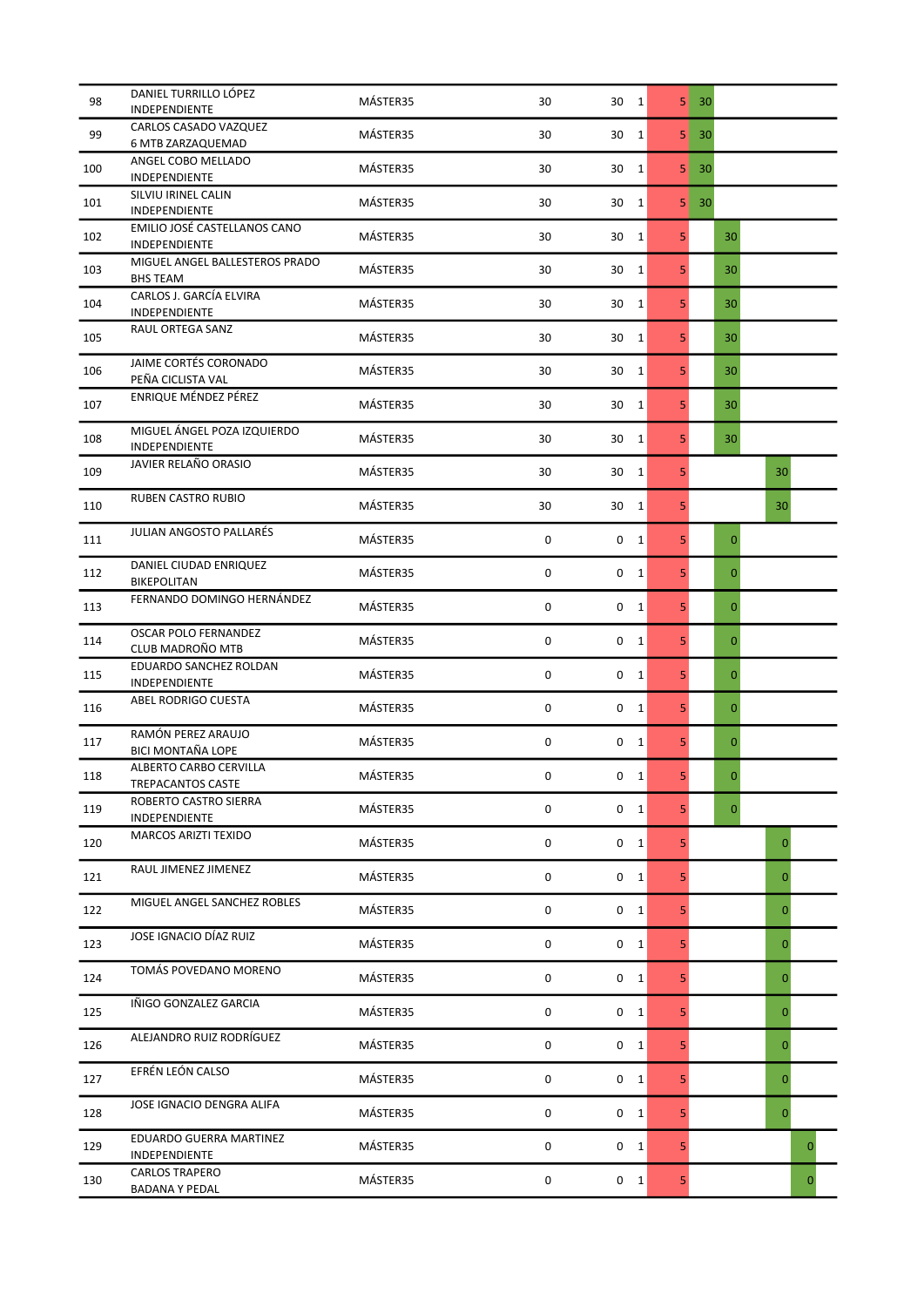| | | | | | | | | | | |
|---|---|---|---|---|---|---|---|---|---|---|
| 98 | DANIEL TURRILLO LÓPEZ<br>INDEPENDIENTE | MÁSTER35 | 30 | 30 | 1 | 5 | 30 | | | |
| 99 | CARLOS CASADO VAZQUEZ<br>6 MTB ZARZAQUEMAD | MÁSTER35 | 30 | 30 | 1 | 5 | 30 | | | |
| 100 | ANGEL COBO MELLADO<br>INDEPENDIENTE | MÁSTER35 | 30 | 30 | 1 | 5 | 30 | | | |
| 101 | SILVIU IRINEL CALIN<br>INDEPENDIENTE | MÁSTER35 | 30 | 30 | 1 | 5 | 30 | | | |
| 102 | EMILIO JOSÉ CASTELLANOS CANO<br>INDEPENDIENTE | MÁSTER35 | 30 | 30 | 1 | 5 | | 30 | | |
| 103 | MIGUEL ANGEL BALLESTEROS PRADO<br>BHS TEAM | MÁSTER35 | 30 | 30 | 1 | 5 | | 30 | | |
| 104 | CARLOS J. GARCÍA ELVIRA<br>INDEPENDIENTE | MÁSTER35 | 30 | 30 | 1 | 5 | | 30 | | |
| 105 | RAUL ORTEGA SANZ | MÁSTER35 | 30 | 30 | 1 | 5 | | 30 | | |
| 106 | JAIME CORTÉS CORONADO<br>PEÑA CICLISTA VAL | MÁSTER35 | 30 | 30 | 1 | 5 | | 30 | | |
| 107 | ENRIQUE MÉNDEZ PÉREZ | MÁSTER35 | 30 | 30 | 1 | 5 | | 30 | | |
| 108 | MIGUEL ÁNGEL POZA IZQUIERDO<br>INDEPENDIENTE | MÁSTER35 | 30 | 30 | 1 | 5 | | 30 | | |
| 109 | JAVIER RELAÑO ORASIO | MÁSTER35 | 30 | 30 | 1 | 5 | | | 30 | |
| 110 | RUBEN CASTRO RUBIO | MÁSTER35 | 30 | 30 | 1 | 5 | | | 30 | |
| 111 | JULIAN ANGOSTO PALLARÉS | MÁSTER35 | 0 | 0 | 1 | 5 | | 0 | | |
| 112 | DANIEL CIUDAD ENRIQUEZ<br>BIKEPOLITAN | MÁSTER35 | 0 | 0 | 1 | 5 | | 0 | | |
| 113 | FERNANDO DOMINGO HERNÁNDEZ | MÁSTER35 | 0 | 0 | 1 | 5 | | 0 | | |
| 114 | OSCAR POLO FERNANDEZ<br>CLUB MADROÑO MTB | MÁSTER35 | 0 | 0 | 1 | 5 | | 0 | | |
| 115 | EDUARDO SANCHEZ ROLDAN<br>INDEPENDIENTE | MÁSTER35 | 0 | 0 | 1 | 5 | | 0 | | |
| 116 | ABEL RODRIGO CUESTA | MÁSTER35 | 0 | 0 | 1 | 5 | | 0 | | |
| 117 | RAMÓN PEREZ ARAUJO<br>BICI MONTAÑA LOPE | MÁSTER35 | 0 | 0 | 1 | 5 | | 0 | | |
| 118 | ALBERTO CARBO CERVILLA<br>TREPACANTOS CASTE | MÁSTER35 | 0 | 0 | 1 | 5 | | 0 | | |
| 119 | ROBERTO CASTRO SIERRA<br>INDEPENDIENTE | MÁSTER35 | 0 | 0 | 1 | 5 | | 0 | | |
| 120 | MARCOS ARIZTI TEXIDO | MÁSTER35 | 0 | 0 | 1 | 5 | | | 0 | |
| 121 | RAUL JIMENEZ JIMENEZ | MÁSTER35 | 0 | 0 | 1 | 5 | | | 0 | |
| 122 | MIGUEL ANGEL SANCHEZ ROBLES | MÁSTER35 | 0 | 0 | 1 | 5 | | | 0 | |
| 123 | JOSE IGNACIO DÍAZ RUIZ | MÁSTER35 | 0 | 0 | 1 | 5 | | | 0 | |
| 124 | TOMÁS POVEDANO MORENO | MÁSTER35 | 0 | 0 | 1 | 5 | | | 0 | |
| 125 | IÑIGO GONZALEZ GARCIA | MÁSTER35 | 0 | 0 | 1 | 5 | | | 0 | |
| 126 | ALEJANDRO RUIZ RODRÍGUEZ | MÁSTER35 | 0 | 0 | 1 | 5 | | | 0 | |
| 127 | EFRÉN LEÓN CALSO | MÁSTER35 | 0 | 0 | 1 | 5 | | | 0 | |
| 128 | JOSE IGNACIO DENGRA ALIFA | MÁSTER35 | 0 | 0 | 1 | 5 | | | 0 | |
| 129 | EDUARDO GUERRA MARTINEZ<br>INDEPENDIENTE | MÁSTER35 | 0 | 0 | 1 | 5 | | | | 0 |
| 130 | CARLOS TRAPERO<br>BADANA Y PEDAL | MÁSTER35 | 0 | 0 | 1 | 5 | | | | 0 |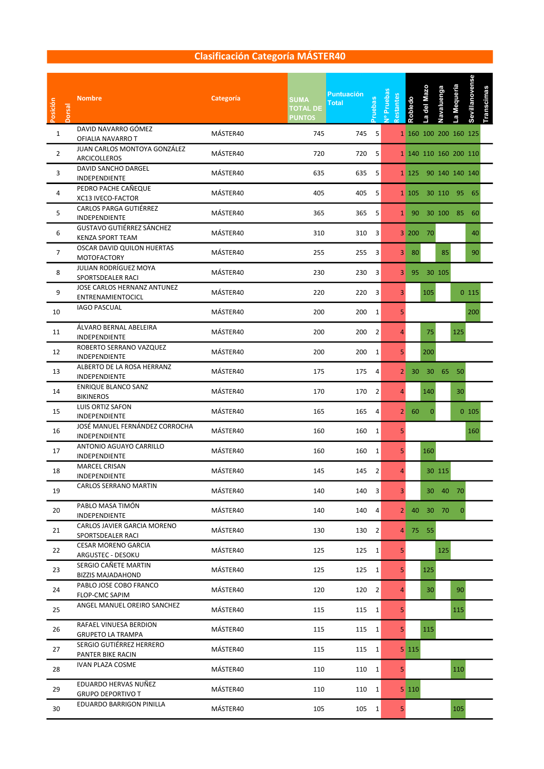# Clasificación Categoría MÁSTER40

| Posición | Dorsal | Nombre | Categoría | SUMA TOTAL DE PUNTOS | Puntuación Total | Pruebas | Nº Pruebas Restantes | Robledo | La del Mazo | Navaluenga | La Mequeria | Sevillanovense | Transcimas |
|---|---|---|---|---|---|---|---|---|---|---|---|---|---|
| 1 | | DAVID NAVARRO GÓMEZ<br>OFIALIA NAVARRO T | MÁSTER40 | 745 | 745 | 5 | 1 | 160 | 100 | 200 | 160 | 125 | |
| 2 | | JUAN CARLOS MONTOYA GONZÁLEZ<br>ARCICOLLEROS | MÁSTER40 | 720 | 720 | 5 | 1 | 140 | 110 | 160 | 200 | 110 | |
| 3 | | DAVID SANCHO DARGEL<br>INDEPENDIENTE | MÁSTER40 | 635 | 635 | 5 | 1 | 125 | 90 | 140 | 140 | 140 | |
| 4 | | PEDRO PACHE CAÑEQUE<br>XC13 IVECO-FACTOR | MÁSTER40 | 405 | 405 | 5 | 1 | 105 | 30 | 110 | 95 | 65 | |
| 5 | | CARLOS PARGA GUTIÉRREZ<br>INDEPENDIENTE | MÁSTER40 | 365 | 365 | 5 | 1 | 90 | 30 | 100 | 85 | 60 | |
| 6 | | GUSTAVO GUTIÉRREZ SÁNCHEZ<br>KENZA SPORT TEAM | MÁSTER40 | 310 | 310 | 3 | 3 | 200 | 70 | | | 40 | |
| 7 | | OSCAR DAVID QUILON HUERTAS<br>MOTOFACTORY | MÁSTER40 | 255 | 255 | 3 | 3 | 80 | | 85 | | 90 | |
| 8 | | JULIAN RODRÍGUEZ MOYA<br>SPORTSDEALER RACI | MÁSTER40 | 230 | 230 | 3 | 3 | 95 | 30 | 105 | | | |
| 9 | | JOSE CARLOS HERNANZ ANTUNEZ<br>ENTRENAMIENTOCICL | MÁSTER40 | 220 | 220 | 3 | 3 | | 105 | | 0 | 115 | |
| 10 | | IAGO PASCUAL | MÁSTER40 | 200 | 200 | 1 | 5 | | | | | 200 | |
| 11 | | ÁLVARO BERNAL ABELEIRA<br>INDEPENDIENTE | MÁSTER40 | 200 | 200 | 2 | 4 | | 75 | | 125 | | |
| 12 | | ROBERTO SERRANO VAZQUEZ<br>INDEPENDIENTE | MÁSTER40 | 200 | 200 | 1 | 5 | | 200 | | | | |
| 13 | | ALBERTO DE LA ROSA HERRANZ<br>INDEPENDIENTE | MÁSTER40 | 175 | 175 | 4 | 2 | 30 | 30 | 65 | 50 | | |
| 14 | | ENRIQUE BLANCO SANZ<br>BIKINEROS | MÁSTER40 | 170 | 170 | 2 | 4 | | 140 | | 30 | | |
| 15 | | LUIS ORTIZ SAFON<br>INDEPENDIENTE | MÁSTER40 | 165 | 165 | 4 | 2 | 60 | 0 | | 0 | 105 | |
| 16 | | JOSÉ MANUEL FERNÁNDEZ CORROCHA<br>INDEPENDIENTE | MÁSTER40 | 160 | 160 | 1 | 5 | | | | | 160 | |
| 17 | | ANTONIO AGUAYO CARRILLO<br>INDEPENDIENTE | MÁSTER40 | 160 | 160 | 1 | 5 | | 160 | | | | |
| 18 | | MARCEL CRISAN<br>INDEPENDIENTE | MÁSTER40 | 145 | 145 | 2 | 4 | | 30 | 115 | | | |
| 19 | | CARLOS SERRANO MARTIN | MÁSTER40 | 140 | 140 | 3 | 3 | | 30 | 40 | 70 | | |
| 20 | | PABLO MASA TIMÓN<br>INDEPENDIENTE | MÁSTER40 | 140 | 140 | 4 | 2 | 40 | 30 | 70 | 0 | | |
| 21 | | CARLOS JAVIER GARCIA MORENO<br>SPORTSDEALER RACI | MÁSTER40 | 130 | 130 | 2 | 4 | 75 | 55 | | | | |
| 22 | | CESAR MORENO GARCIA<br>ARGUSTEC - DESOKU | MÁSTER40 | 125 | 125 | 1 | 5 | | | 125 | | | |
| 23 | | SERGIO CAÑETE MARTIN<br>BIZZIS MAJADAHOND | MÁSTER40 | 125 | 125 | 1 | 5 | | 125 | | | | |
| 24 | | PABLO JOSE COBO FRANCO<br>FLOP-CMC SAPIM | MÁSTER40 | 120 | 120 | 2 | 4 | | 30 | | 90 | | |
| 25 | | ANGEL MANUEL OREIRO SANCHEZ | MÁSTER40 | 115 | 115 | 1 | 5 | | | | 115 | | |
| 26 | | RAFAEL VINUESA BERDION<br>GRUPETO LA TRAMPA | MÁSTER40 | 115 | 115 | 1 | 5 | | 115 | | | | |
| 27 | | SERGIO GUTIÉRREZ HERRERO<br>PANTER BIKE RACIN | MÁSTER40 | 115 | 115 | 1 | 5 | 115 | | | | | |
| 28 | | IVAN PLAZA COSME | MÁSTER40 | 110 | 110 | 1 | 5 | | | | 110 | | |
| 29 | | EDUARDO HERVAS NUÑEZ<br>GRUPO DEPORTIVO T | MÁSTER40 | 110 | 110 | 1 | 5 | 110 | | | | | |
| 30 | | EDUARDO BARRIGON PINILLA | MÁSTER40 | 105 | 105 | 1 | 5 | | | | 105 | | |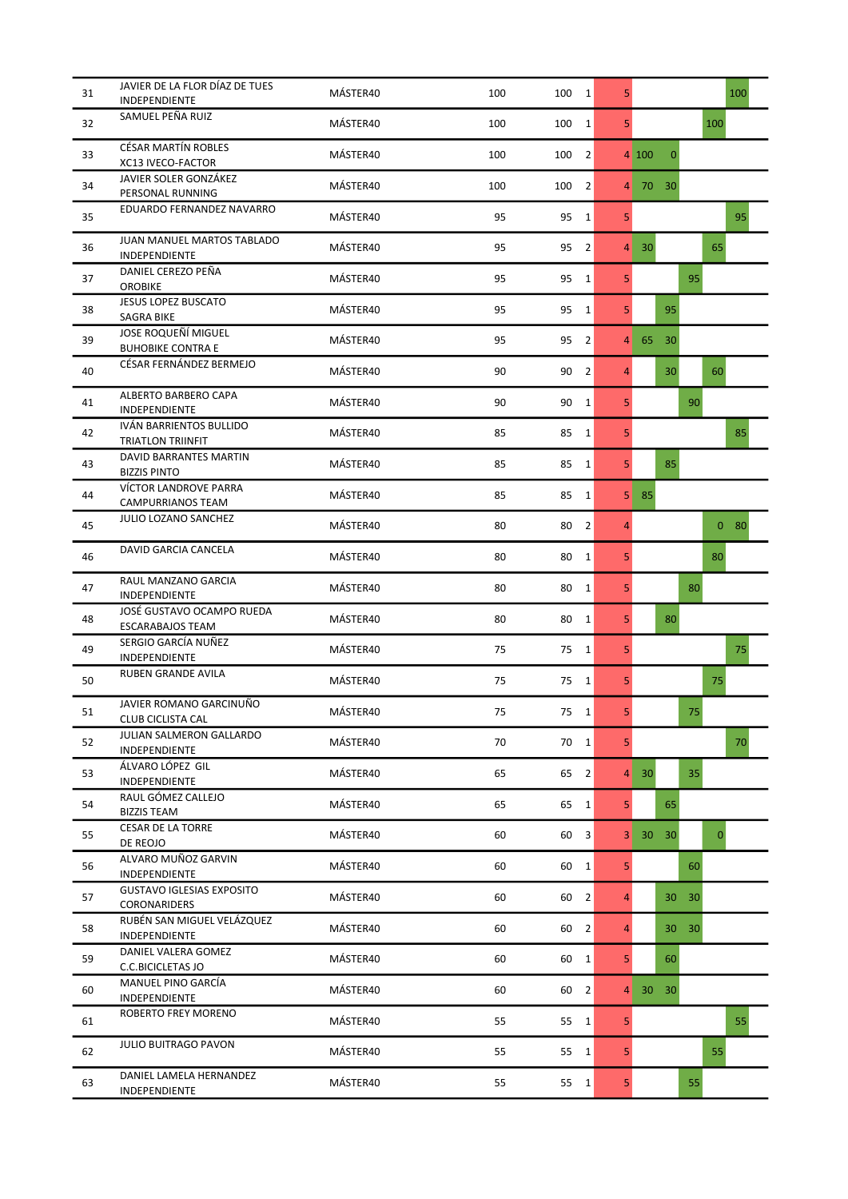| | | | | | | | | | | | |
|---|---|---|---|---|---|---|---|---|---|---|---|
| 31 | JAVIER DE LA FLOR DÍAZ DE TUES<br>INDEPENDIENTE | MÁSTER40 | 100 | 100 | 1 | 5 | | | | | 100 |
| 32 | SAMUEL PEÑA RUIZ | MÁSTER40 | 100 | 100 | 1 | 5 | | | | 100 | |
| 33 | CÉSAR MARTÍN ROBLES<br>XC13 IVECO-FACTOR | MÁSTER40 | 100 | 100 | 2 | 4 | 100 | 0 | | | |
| 34 | JAVIER SOLER GONZÁKEZ<br>PERSONAL RUNNING | MÁSTER40 | 100 | 100 | 2 | 4 | 70 | 30 | | | |
| 35 | EDUARDO FERNANDEZ NAVARRO | MÁSTER40 | 95 | 95 | 1 | 5 | | | | | 95 |
| 36 | JUAN MANUEL MARTOS TABLADO<br>INDEPENDIENTE | MÁSTER40 | 95 | 95 | 2 | 4 | 30 | | | 65 | |
| 37 | DANIEL CEREZO PEÑA<br>OROBIKE | MÁSTER40 | 95 | 95 | 1 | 5 | | | 95 | | |
| 38 | JESUS LOPEZ BUSCATO<br>SAGRA BIKE | MÁSTER40 | 95 | 95 | 1 | 5 | | 95 | | | |
| 39 | JOSE ROQUEÑÍ MIGUEL<br>BUHOBIKE CONTRA E | MÁSTER40 | 95 | 95 | 2 | 4 | 65 | 30 | | | |
| 40 | CÉSAR FERNÁNDEZ BERMEJO | MÁSTER40 | 90 | 90 | 2 | 4 | | 30 | | 60 | |
| 41 | ALBERTO BARBERO CAPA<br>INDEPENDIENTE | MÁSTER40 | 90 | 90 | 1 | 5 | | | 90 | | |
| 42 | IVÁN BARRIENTOS BULLIDO<br>TRIATLON TRIINFIT | MÁSTER40 | 85 | 85 | 1 | 5 | | | | | 85 |
| 43 | DAVID BARRANTES MARTIN<br>BIZZIS PINTO | MÁSTER40 | 85 | 85 | 1 | 5 | | 85 | | | |
| 44 | VÍCTOR LANDROVE PARRA<br>CAMPURRIANOS TEAM | MÁSTER40 | 85 | 85 | 1 | 5 | 85 | | | | |
| 45 | JULIO LOZANO SANCHEZ | MÁSTER40 | 80 | 80 | 2 | 4 | | | | 0 | 80 |
| 46 | DAVID GARCIA CANCELA | MÁSTER40 | 80 | 80 | 1 | 5 | | | | 80 | |
| 47 | RAUL MANZANO GARCIA<br>INDEPENDIENTE | MÁSTER40 | 80 | 80 | 1 | 5 | | | 80 | | |
| 48 | JOSÉ GUSTAVO OCAMPO RUEDA<br>ESCARABAJOS TEAM | MÁSTER40 | 80 | 80 | 1 | 5 | | 80 | | | |
| 49 | SERGIO GARCÍA NUÑEZ<br>INDEPENDIENTE | MÁSTER40 | 75 | 75 | 1 | 5 | | | | | 75 |
| 50 | RUBEN GRANDE AVILA | MÁSTER40 | 75 | 75 | 1 | 5 | | | | 75 | |
| 51 | JAVIER ROMANO GARCINUÑO<br>CLUB CICLISTA CAL | MÁSTER40 | 75 | 75 | 1 | 5 | | | 75 | | |
| 52 | JULIAN SALMERON GALLARDO<br>INDEPENDIENTE | MÁSTER40 | 70 | 70 | 1 | 5 | | | | | 70 |
| 53 | ÁLVARO LÓPEZ GIL<br>INDEPENDIENTE | MÁSTER40 | 65 | 65 | 2 | 4 | 30 | | 35 | | |
| 54 | RAUL GÓMEZ CALLEJO<br>BIZZIS TEAM | MÁSTER40 | 65 | 65 | 1 | 5 | | 65 | | | |
| 55 | CESAR DE LA TORRE<br>DE REOJO | MÁSTER40 | 60 | 60 | 3 | 3 | 30 | 30 | | 0 | |
| 56 | ALVARO MUÑOZ GARVIN<br>INDEPENDIENTE | MÁSTER40 | 60 | 60 | 1 | 5 | | | 60 | | |
| 57 | GUSTAVO IGLESIAS EXPOSITO<br>CORONARIDERS | MÁSTER40 | 60 | 60 | 2 | 4 | | 30 | 30 | | |
| 58 | RUBÉN SAN MIGUEL VELÁZQUEZ<br>INDEPENDIENTE | MÁSTER40 | 60 | 60 | 2 | 4 | | 30 | 30 | | |
| 59 | DANIEL VALERA GOMEZ<br>C.C.BICICLETAS JO | MÁSTER40 | 60 | 60 | 1 | 5 | | 60 | | | |
| 60 | MANUEL PINO GARCÍA<br>INDEPENDIENTE | MÁSTER40 | 60 | 60 | 2 | 4 | 30 | 30 | | | |
| 61 | ROBERTO FREY MORENO | MÁSTER40 | 55 | 55 | 1 | 5 | | | | | 55 |
| 62 | JULIO BUITRAGO PAVON | MÁSTER40 | 55 | 55 | 1 | 5 | | | | 55 | |
| 63 | DANIEL LAMELA HERNANDEZ<br>INDEPENDIENTE | MÁSTER40 | 55 | 55 | 1 | 5 | | | 55 | | |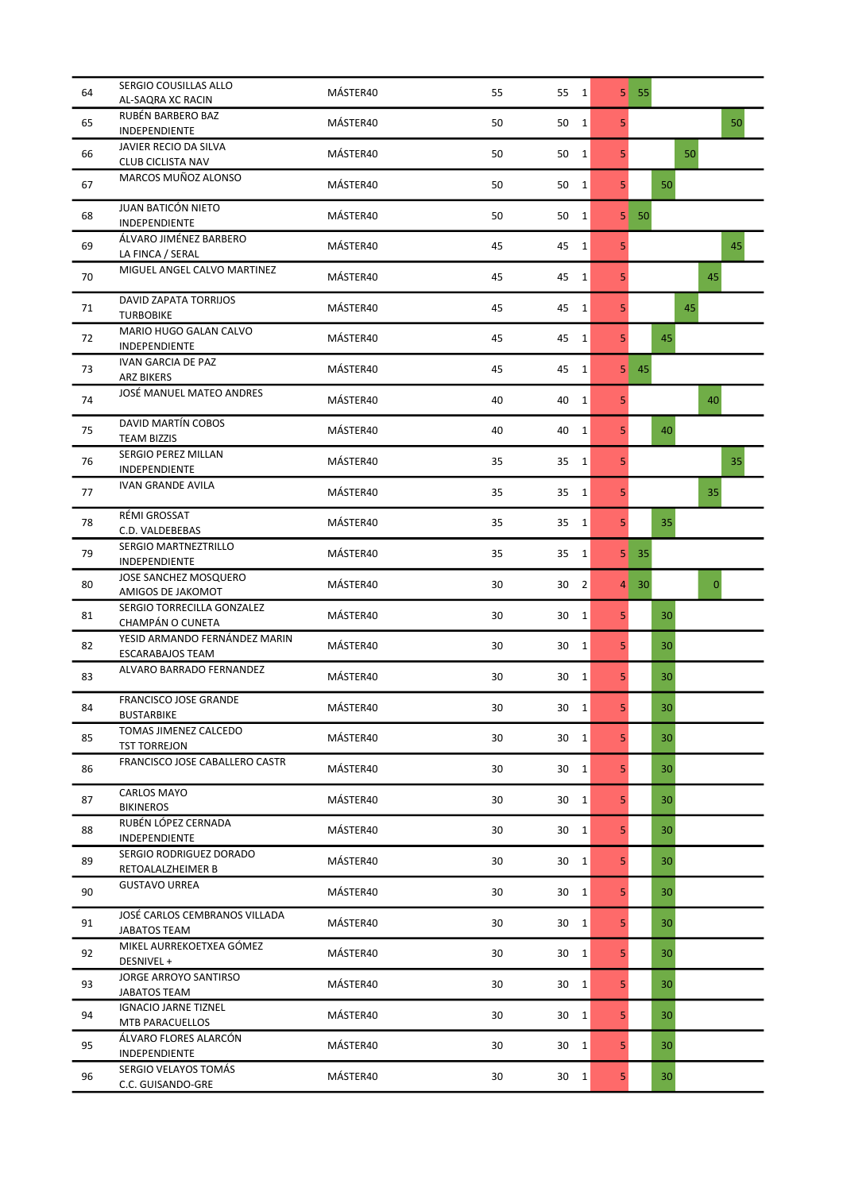| | | | | | | | | | | | |
|---|---|---|---|---|---|---|---|---|---|---|---|
| 64 | SERGIO COUSILLAS ALLO<br>AL-SAQRA XC RACIN | MÁSTER40 | 55 | 55 | 1 | 5 | 55 | | | | |
| 65 | RUBÉN BARBERO BAZ<br>INDEPENDIENTE | MÁSTER40 | 50 | 50 | 1 | 5 | | | | | 50 |
| 66 | JAVIER RECIO DA SILVA<br>CLUB CICLISTA NAV | MÁSTER40 | 50 | 50 | 1 | 5 | | | 50 | | |
| 67 | MARCOS MUÑOZ ALONSO | MÁSTER40 | 50 | 50 | 1 | 5 | | 50 | | | |
| 68 | JUAN BATICÓN NIETO<br>INDEPENDIENTE | MÁSTER40 | 50 | 50 | 1 | 5 | 50 | | | | |
| 69 | ÁLVARO JIMÉNEZ BARBERO<br>LA FINCA / SERAL | MÁSTER40 | 45 | 45 | 1 | 5 | | | | | 45 |
| 70 | MIGUEL ANGEL CALVO MARTINEZ | MÁSTER40 | 45 | 45 | 1 | 5 | | | | 45 | |
| 71 | DAVID ZAPATA TORRIJOS<br>TURBOBIKE | MÁSTER40 | 45 | 45 | 1 | 5 | | | 45 | | |
| 72 | MARIO HUGO GALAN CALVO<br>INDEPENDIENTE | MÁSTER40 | 45 | 45 | 1 | 5 | | 45 | | | |
| 73 | IVAN GARCIA DE PAZ<br>ARZ BIKERS | MÁSTER40 | 45 | 45 | 1 | 5 | 45 | | | | |
| 74 | JOSÉ MANUEL MATEO ANDRES | MÁSTER40 | 40 | 40 | 1 | 5 | | | | 40 | |
| 75 | DAVID MARTÍN COBOS<br>TEAM BIZZIS | MÁSTER40 | 40 | 40 | 1 | 5 | | 40 | | | |
| 76 | SERGIO PEREZ MILLAN<br>INDEPENDIENTE | MÁSTER40 | 35 | 35 | 1 | 5 | | | | | 35 |
| 77 | IVAN GRANDE AVILA | MÁSTER40 | 35 | 35 | 1 | 5 | | | | 35 | |
| 78 | RÉMI GROSSAT<br>C.D. VALDEBEBAS | MÁSTER40 | 35 | 35 | 1 | 5 | | 35 | | | |
| 79 | SERGIO MARTNEZTRILLO<br>INDEPENDIENTE | MÁSTER40 | 35 | 35 | 1 | 5 | 35 | | | | |
| 80 | JOSE SANCHEZ MOSQUERO<br>AMIGOS DE JAKOMOT | MÁSTER40 | 30 | 30 | 2 | 4 | 30 | | | 0 | |
| 81 | SERGIO TORRECILLA GONZALEZ<br>CHAMPÁN O CUNETA | MÁSTER40 | 30 | 30 | 1 | 5 | | 30 | | | |
| 82 | YESID ARMANDO FERNÁNDEZ MARIN<br>ESCARABAJOS TEAM | MÁSTER40 | 30 | 30 | 1 | 5 | | 30 | | | |
| 83 | ALVARO BARRADO FERNANDEZ | MÁSTER40 | 30 | 30 | 1 | 5 | | 30 | | | |
| 84 | FRANCISCO JOSE GRANDE<br>BUSTARBIKE | MÁSTER40 | 30 | 30 | 1 | 5 | | 30 | | | |
| 85 | TOMAS JIMENEZ CALCEDO<br>TST TORREJON | MÁSTER40 | 30 | 30 | 1 | 5 | | 30 | | | |
| 86 | FRANCISCO JOSE CABALLERO CASTR | MÁSTER40 | 30 | 30 | 1 | 5 | | 30 | | | |
| 87 | CARLOS MAYO<br>BIKINEROS | MÁSTER40 | 30 | 30 | 1 | 5 | | 30 | | | |
| 88 | RUBÉN LÓPEZ CERNADA<br>INDEPENDIENTE | MÁSTER40 | 30 | 30 | 1 | 5 | | 30 | | | |
| 89 | SERGIO RODRIGUEZ DORADO<br>RETOALALZHEIMER B | MÁSTER40 | 30 | 30 | 1 | 5 | | 30 | | | |
| 90 | GUSTAVO URREA | MÁSTER40 | 30 | 30 | 1 | 5 | | 30 | | | |
| 91 | JOSÉ CARLOS CEMBRANOS VILLADA<br>JABATOS TEAM | MÁSTER40 | 30 | 30 | 1 | 5 | | 30 | | | |
| 92 | MIKEL AURREKOETXEA GÓMEZ<br>DESNIVEL + | MÁSTER40 | 30 | 30 | 1 | 5 | | 30 | | | |
| 93 | JORGE ARROYO SANTIRSO<br>JABATOS TEAM | MÁSTER40 | 30 | 30 | 1 | 5 | | 30 | | | |
| 94 | IGNACIO JARNE TIZNEL<br>MTB PARACUELLOS | MÁSTER40 | 30 | 30 | 1 | 5 | | 30 | | | |
| 95 | ÁLVARO FLORES ALARCÓN<br>INDEPENDIENTE | MÁSTER40 | 30 | 30 | 1 | 5 | | 30 | | | |
| 96 | SERGIO VELAYOS TOMÁS<br>C.C. GUISANDO-GRE | MÁSTER40 | 30 | 30 | 1 | 5 | | 30 | | | |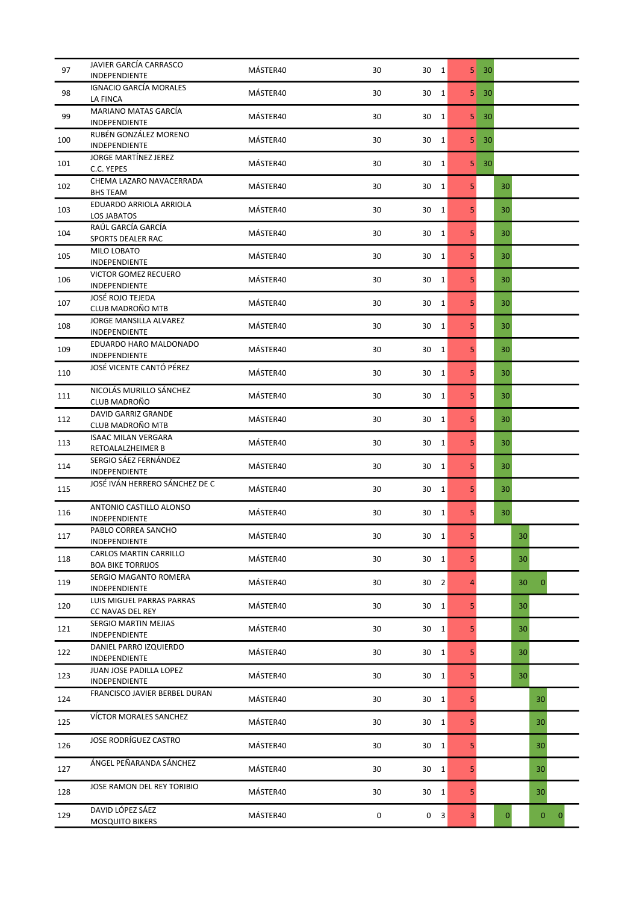| | | | | | | | | | | | |
|---|---|---|---|---|---|---|---|---|---|---|---|
| 97 | JAVIER GARCÍA CARRASCO<br>INDEPENDIENTE | MÁSTER40 | 30 | 30 | 1 | 5 | 30 | | | | |
| 98 | IGNACIO GARCÍA MORALES<br>LA FINCA | MÁSTER40 | 30 | 30 | 1 | 5 | 30 | | | | |
| 99 | MARIANO MATAS GARCÍA<br>INDEPENDIENTE | MÁSTER40 | 30 | 30 | 1 | 5 | 30 | | | | |
| 100 | RUBÉN GONZÁLEZ MORENO<br>INDEPENDIENTE | MÁSTER40 | 30 | 30 | 1 | 5 | 30 | | | | |
| 101 | JORGE MARTÍNEZ JEREZ<br>C.C. YEPES | MÁSTER40 | 30 | 30 | 1 | 5 | 30 | | | | |
| 102 | CHEMA LAZARO NAVACERRADA<br>BHS TEAM | MÁSTER40 | 30 | 30 | 1 | 5 | | 30 | | | |
| 103 | EDUARDO ARRIOLA ARRIOLA<br>LOS JABATOS | MÁSTER40 | 30 | 30 | 1 | 5 | | 30 | | | |
| 104 | RAÚL GARCÍA GARCÍA<br>SPORTS DEALER RAC | MÁSTER40 | 30 | 30 | 1 | 5 | | 30 | | | |
| 105 | MILO LOBATO<br>INDEPENDIENTE | MÁSTER40 | 30 | 30 | 1 | 5 | | 30 | | | |
| 106 | VICTOR GOMEZ RECUERO<br>INDEPENDIENTE | MÁSTER40 | 30 | 30 | 1 | 5 | | 30 | | | |
| 107 | JOSÉ ROJO TEJEDA<br>CLUB MADROÑO MTB | MÁSTER40 | 30 | 30 | 1 | 5 | | 30 | | | |
| 108 | JORGE MANSILLA ALVAREZ<br>INDEPENDIENTE | MÁSTER40 | 30 | 30 | 1 | 5 | | 30 | | | |
| 109 | EDUARDO HARO MALDONADO<br>INDEPENDIENTE | MÁSTER40 | 30 | 30 | 1 | 5 | | 30 | | | |
| 110 | JOSÉ VICENTE CANTÓ PÉREZ | MÁSTER40 | 30 | 30 | 1 | 5 | | 30 | | | |
| 111 | NICOLÁS MURILLO SÁNCHEZ<br>CLUB MADROÑO | MÁSTER40 | 30 | 30 | 1 | 5 | | 30 | | | |
| 112 | DAVID GARRIZ GRANDE<br>CLUB MADROÑO MTB | MÁSTER40 | 30 | 30 | 1 | 5 | | 30 | | | |
| 113 | ISAAC MILAN VERGARA<br>RETOALALZHEIMER B | MÁSTER40 | 30 | 30 | 1 | 5 | | 30 | | | |
| 114 | SERGIO SÁEZ FERNÁNDEZ<br>INDEPENDIENTE | MÁSTER40 | 30 | 30 | 1 | 5 | | 30 | | | |
| 115 | JOSÉ IVÁN HERRERO SÁNCHEZ DE C | MÁSTER40 | 30 | 30 | 1 | 5 | | 30 | | | |
| 116 | ANTONIO CASTILLO ALONSO<br>INDEPENDIENTE | MÁSTER40 | 30 | 30 | 1 | 5 | | 30 | | | |
| 117 | PABLO CORREA SANCHO<br>INDEPENDIENTE | MÁSTER40 | 30 | 30 | 1 | 5 | | | 30 | | |
| 118 | CARLOS MARTIN CARRILLO<br>BOA BIKE TORRIJOS | MÁSTER40 | 30 | 30 | 1 | 5 | | | 30 | | |
| 119 | SERGIO MAGANTO ROMERA<br>INDEPENDIENTE | MÁSTER40 | 30 | 30 | 2 | 4 | | | 30 | 0 | |
| 120 | LUIS MIGUEL PARRAS PARRAS<br>CC NAVAS DEL REY | MÁSTER40 | 30 | 30 | 1 | 5 | | | 30 | | |
| 121 | SERGIO MARTIN MEJIAS<br>INDEPENDIENTE | MÁSTER40 | 30 | 30 | 1 | 5 | | | 30 | | |
| 122 | DANIEL PARRO IZQUIERDO<br>INDEPENDIENTE | MÁSTER40 | 30 | 30 | 1 | 5 | | | 30 | | |
| 123 | JUAN JOSE PADILLA LOPEZ<br>INDEPENDIENTE | MÁSTER40 | 30 | 30 | 1 | 5 | | | 30 | | |
| 124 | FRANCISCO JAVIER BERBEL DURAN | MÁSTER40 | 30 | 30 | 1 | 5 | | | | 30 | |
| 125 | VÍCTOR MORALES SANCHEZ | MÁSTER40 | 30 | 30 | 1 | 5 | | | | 30 | |
| 126 | JOSE RODRÍGUEZ CASTRO | MÁSTER40 | 30 | 30 | 1 | 5 | | | | 30 | |
| 127 | ÁNGEL PEÑARANDA SÁNCHEZ | MÁSTER40 | 30 | 30 | 1 | 5 | | | | 30 | |
| 128 | JOSE RAMON DEL REY TORIBIO | MÁSTER40 | 30 | 30 | 1 | 5 | | | | 30 | |
| 129 | DAVID LÓPEZ SÁEZ<br>MOSQUITO BIKERS | MÁSTER40 | 0 | 0 | 3 | 3 | | 0 | | 0 | 0 |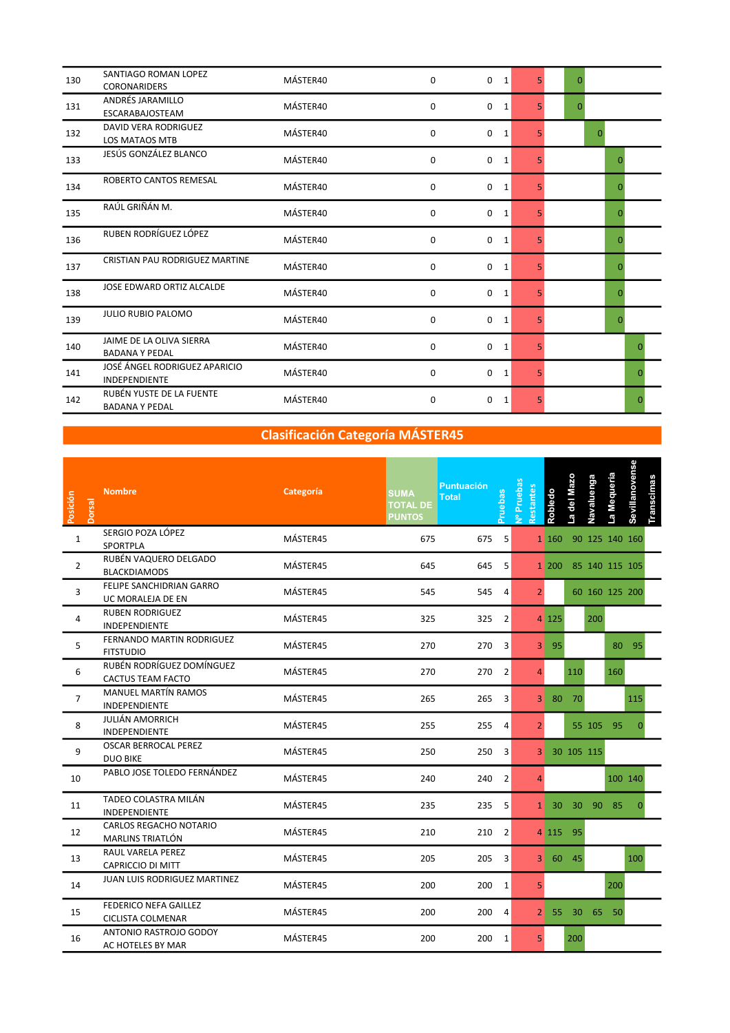| Posición | Dorsal | Nombre | Categoría | SUMA TOTAL DE PUNTOS | Puntuación Total | Pruebas | Nº Pruebas Restantes | Robledo | La del Mazo | Navaluenga | La Mequeria | Sevillanovense | Transcimas |
|---|---|---|---|---|---|---|---|---|---|---|---|---|---|
| 130 | | SANTIAGO ROMAN LOPEZ<br>CORONARIDERS | MÁSTER40 | 0 | 0 | 1 | 5 | | 0 | | | | |
| 131 | | ANDRÉS JARAMILLO<br>ESCARABAJOSTEAM | MÁSTER40 | 0 | 0 | 1 | 5 | | 0 | | | | |
| 132 | | DAVID VERA RODRIGUEZ<br>LOS MATAOS MTB | MÁSTER40 | 0 | 0 | 1 | 5 | | | 0 | | | |
| 133 | | JESÚS GONZÁLEZ BLANCO | MÁSTER40 | 0 | 0 | 1 | 5 | | | | 0 | | |
| 134 | | ROBERTO CANTOS REMESAL | MÁSTER40 | 0 | 0 | 1 | 5 | | | | 0 | | |
| 135 | | RAÚL GRIÑÁN M. | MÁSTER40 | 0 | 0 | 1 | 5 | | | | 0 | | |
| 136 | | RUBEN RODRÍGUEZ LÓPEZ | MÁSTER40 | 0 | 0 | 1 | 5 | | | | 0 | | |
| 137 | | CRISTIAN PAU RODRIGUEZ MARTINE | MÁSTER40 | 0 | 0 | 1 | 5 | | | | 0 | | |
| 138 | | JOSE EDWARD ORTIZ ALCALDE | MÁSTER40 | 0 | 0 | 1 | 5 | | | | 0 | | |
| 139 | | JULIO RUBIO PALOMO | MÁSTER40 | 0 | 0 | 1 | 5 | | | | 0 | | |
| 140 | | JAIME DE LA OLIVA SIERRA<br>BADANA Y PEDAL | MÁSTER40 | 0 | 0 | 1 | 5 | | | | | 0 | |
| 141 | | JOSÉ ÁNGEL RODRIGUEZ APARICIO<br>INDEPENDIENTE | MÁSTER40 | 0 | 0 | 1 | 5 | | | | | 0 | |
| 142 | | RUBÉN YUSTE DE LA FUENTE<br>BADANA Y PEDAL | MÁSTER40 | 0 | 0 | 1 | 5 | | | | | 0 | |

## Clasificación Categoría MÁSTER45

| Posición | Dorsal | Nombre | Categoría | SUMA TOTAL DE PUNTOS | Puntuación Total | Pruebas | Nº Pruebas Restantes | Robledo | La del Mazo | Navaluenga | La Mequeria | Sevillanovense | Transcimas |
|---|---|---|---|---|---|---|---|---|---|---|---|---|---|
| 1 | | SERGIO POZA LÓPEZ<br>SPORTPLA | MÁSTER45 | 675 | 675 | 5 | 1 | 160 | 90 | 125 | 140 | 160 | |
| 2 | | RUBÉN VAQUERO DELGADO<br>BLACKDIAMODS | MÁSTER45 | 645 | 645 | 5 | 1 | 200 | 85 | 140 | 115 | 105 | |
| 3 | | FELIPE SANCHIDRIAN GARRO<br>UC MORALEJA DE EN | MÁSTER45 | 545 | 545 | 4 | 2 | | 60 | 160 | 125 | 200 | |
| 4 | | RUBEN RODRIGUEZ<br>INDEPENDIENTE | MÁSTER45 | 325 | 325 | 2 | 4 | 125 | | 200 | | | |
| 5 | | FERNANDO MARTIN RODRIGUEZ<br>FITSTUDIO | MÁSTER45 | 270 | 270 | 3 | 3 | 95 | | | 80 | 95 | |
| 6 | | RUBÉN RODRÍGUEZ DOMÍNGUEZ<br>CACTUS TEAM FACTO | MÁSTER45 | 270 | 270 | 2 | 4 | | 110 | | 160 | | |
| 7 | | MANUEL MARTÍN RAMOS<br>INDEPENDIENTE | MÁSTER45 | 265 | 265 | 3 | 3 | 80 | 70 | | | 115 | |
| 8 | | JULIÁN AMORRICH<br>INDEPENDIENTE | MÁSTER45 | 255 | 255 | 4 | 2 | | 55 | 105 | 95 | 0 | |
| 9 | | OSCAR BERROCAL PEREZ<br>DUO BIKE | MÁSTER45 | 250 | 250 | 3 | 3 | 30 | 105 | 115 | | | |
| 10 | | PABLO JOSE TOLEDO FERNÁNDEZ | MÁSTER45 | 240 | 240 | 2 | 4 | | | | 100 | 140 | |
| 11 | | TADEO COLASTRA MILÁN<br>INDEPENDIENTE | MÁSTER45 | 235 | 235 | 5 | 1 | 30 | 30 | 90 | 85 | 0 | |
| 12 | | CARLOS REGACHO NOTARIO<br>MARLINS TRIATLÓN | MÁSTER45 | 210 | 210 | 2 | 4 | 115 | 95 | | | | |
| 13 | | RAUL VARELA PEREZ<br>CAPRICCIO DI MITT | MÁSTER45 | 205 | 205 | 3 | 3 | 60 | 45 | | | 100 | |
| 14 | | JUAN LUIS RODRIGUEZ MARTINEZ | MÁSTER45 | 200 | 200 | 1 | 5 | | | | 200 | | |
| 15 | | FEDERICO NEFA GAILLEZ<br>CICLISTA COLMENAR | MÁSTER45 | 200 | 200 | 4 | 2 | 55 | 30 | 65 | 50 | | |
| 16 | | ANTONIO RASTROJO GODOY<br>AC HOTELES BY MAR | MÁSTER45 | 200 | 200 | 1 | 5 | | 200 | | | | |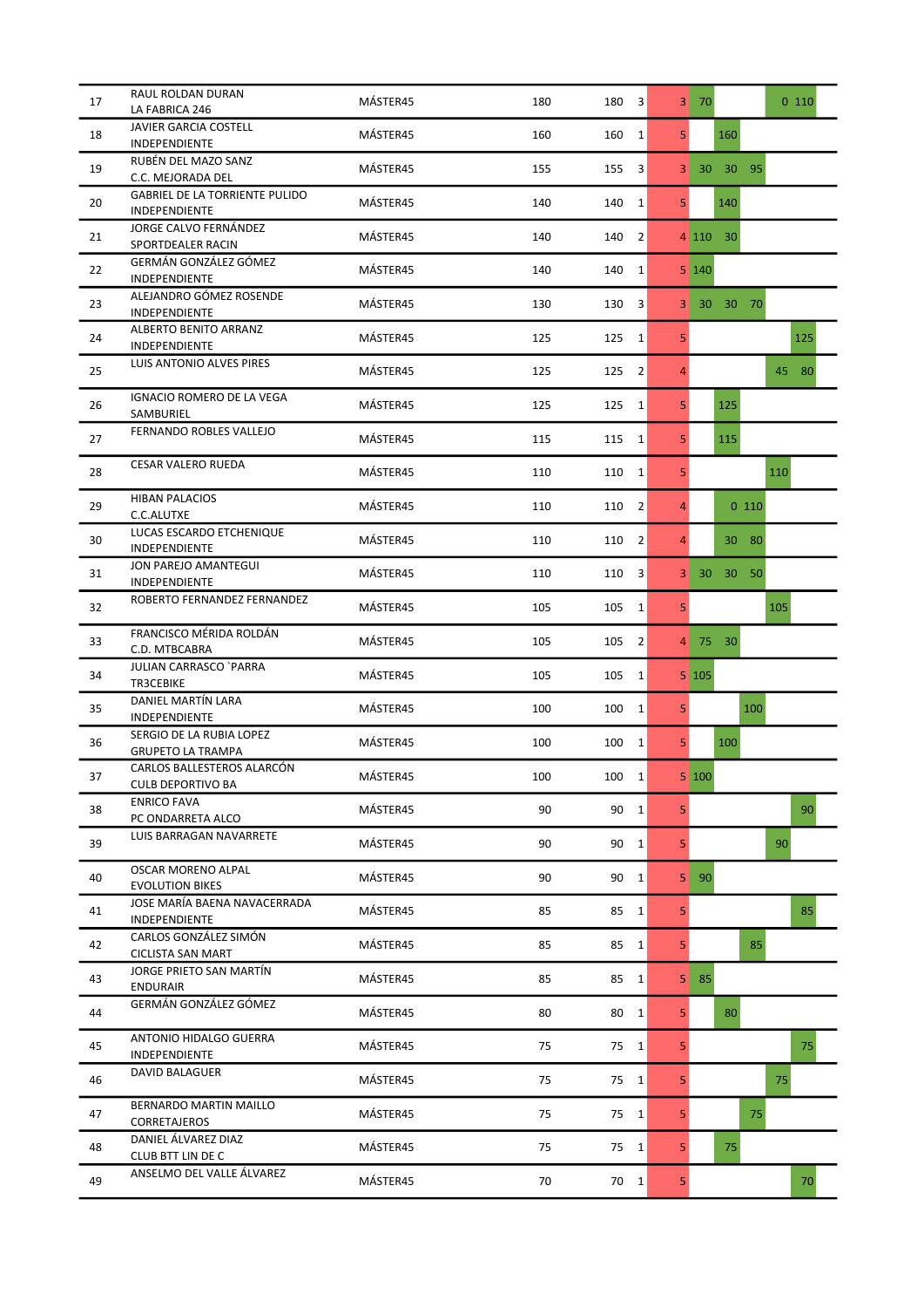| Pos. | Nombre / Club | Categoría | Puntos | Puntos | Pruebas | | | | | | |
|---|---|---|---|---|---|---|---|---|---|---|---|
| 17 | RAUL ROLDAN DURAN<br>LA FABRICA 246 | MÁSTER45 | 180 | 180 | 3 | 3 | 70 | | | 0 | 110 |
| 18 | JAVIER GARCIA COSTELL<br>INDEPENDIENTE | MÁSTER45 | 160 | 160 | 1 | 5 | | 160 | | | |
| 19 | RUBÉN DEL MAZO SANZ<br>C.C. MEJORADA DEL | MÁSTER45 | 155 | 155 | 3 | 3 | 30 | 30 | 95 | | |
| 20 | GABRIEL DE LA TORRIENTE PULIDO<br>INDEPENDIENTE | MÁSTER45 | 140 | 140 | 1 | 5 | | 140 | | | |
| 21 | JORGE CALVO FERNÁNDEZ<br>SPORTDEALER RACIN | MÁSTER45 | 140 | 140 | 2 | 4 | 110 | 30 | | | |
| 22 | GERMÁN GONZÁLEZ GÓMEZ<br>INDEPENDIENTE | MÁSTER45 | 140 | 140 | 1 | 5 | 140 | | | | |
| 23 | ALEJANDRO GÓMEZ ROSENDE<br>INDEPENDIENTE | MÁSTER45 | 130 | 130 | 3 | 3 | 30 | 30 | 70 | | |
| 24 | ALBERTO BENITO ARRANZ<br>INDEPENDIENTE | MÁSTER45 | 125 | 125 | 1 | 5 | | | | | 125 |
| 25 | LUIS ANTONIO ALVES PIRES | MÁSTER45 | 125 | 125 | 2 | 4 | | | | 45 | 80 |
| 26 | IGNACIO ROMERO DE LA VEGA<br>SAMBURIEL | MÁSTER45 | 125 | 125 | 1 | 5 | | 125 | | | |
| 27 | FERNANDO ROBLES VALLEJO | MÁSTER45 | 115 | 115 | 1 | 5 | | 115 | | | |
| 28 | CESAR VALERO RUEDA | MÁSTER45 | 110 | 110 | 1 | 5 | | | | 110 | |
| 29 | HIBAN PALACIOS<br>C.C.ALUTXE | MÁSTER45 | 110 | 110 | 2 | 4 | | 0 | 110 | | |
| 30 | LUCAS ESCARDO ETCHENIQUE<br>INDEPENDIENTE | MÁSTER45 | 110 | 110 | 2 | 4 | | 30 | 80 | | |
| 31 | JON PAREJO AMANTEGUI<br>INDEPENDIENTE | MÁSTER45 | 110 | 110 | 3 | 3 | 30 | 30 | 50 | | |
| 32 | ROBERTO FERNANDEZ FERNANDEZ | MÁSTER45 | 105 | 105 | 1 | 5 | | | | 105 | |
| 33 | FRANCISCO MÉRIDA ROLDÁN<br>C.D. MTBCABRA | MÁSTER45 | 105 | 105 | 2 | 4 | 75 | 30 | | | |
| 34 | JULIAN CARRASCO `PARRA<br>TR3CEBIKE | MÁSTER45 | 105 | 105 | 1 | 5 | 105 | | | | |
| 35 | DANIEL MARTÍN LARA<br>INDEPENDIENTE | MÁSTER45 | 100 | 100 | 1 | 5 | | | 100 | | |
| 36 | SERGIO DE LA RUBIA LOPEZ<br>GRUPETO LA TRAMPA | MÁSTER45 | 100 | 100 | 1 | 5 | | 100 | | | |
| 37 | CARLOS BALLESTEROS ALARCÓN<br>CULB DEPORTIVO BA | MÁSTER45 | 100 | 100 | 1 | 5 | 100 | | | | |
| 38 | ENRICO FAVA<br>PC ONDARRETA ALCO | MÁSTER45 | 90 | 90 | 1 | 5 | | | | | 90 |
| 39 | LUIS BARRAGAN NAVARRETE | MÁSTER45 | 90 | 90 | 1 | 5 | | | | 90 | |
| 40 | OSCAR MORENO ALPAL<br>EVOLUTION BIKES | MÁSTER45 | 90 | 90 | 1 | 5 | 90 | | | | |
| 41 | JOSE MARÍA BAENA NAVACERRADA<br>INDEPENDIENTE | MÁSTER45 | 85 | 85 | 1 | 5 | | | | | 85 |
| 42 | CARLOS GONZÁLEZ SIMÓN<br>CICLISTA SAN MART | MÁSTER45 | 85 | 85 | 1 | 5 | | | 85 | | |
| 43 | JORGE PRIETO SAN MARTÍN<br>ENDURAIR | MÁSTER45 | 85 | 85 | 1 | 5 | 85 | | | | |
| 44 | GERMÁN GONZÁLEZ GÓMEZ | MÁSTER45 | 80 | 80 | 1 | 5 | | 80 | | | |
| 45 | ANTONIO HIDALGO GUERRA<br>INDEPENDIENTE | MÁSTER45 | 75 | 75 | 1 | 5 | | | | | 75 |
| 46 | DAVID BALAGUER | MÁSTER45 | 75 | 75 | 1 | 5 | | | | 75 | |
| 47 | BERNARDO MARTIN MAILLO<br>CORRETAJEROS | MÁSTER45 | 75 | 75 | 1 | 5 | | | 75 | | |
| 48 | DANIEL ÁLVAREZ DIAZ<br>CLUB BTT LIN DE C | MÁSTER45 | 75 | 75 | 1 | 5 | | 75 | | | |
| 49 | ANSELMO DEL VALLE ÁLVAREZ | MÁSTER45 | 70 | 70 | 1 | 5 | | | | | 70 |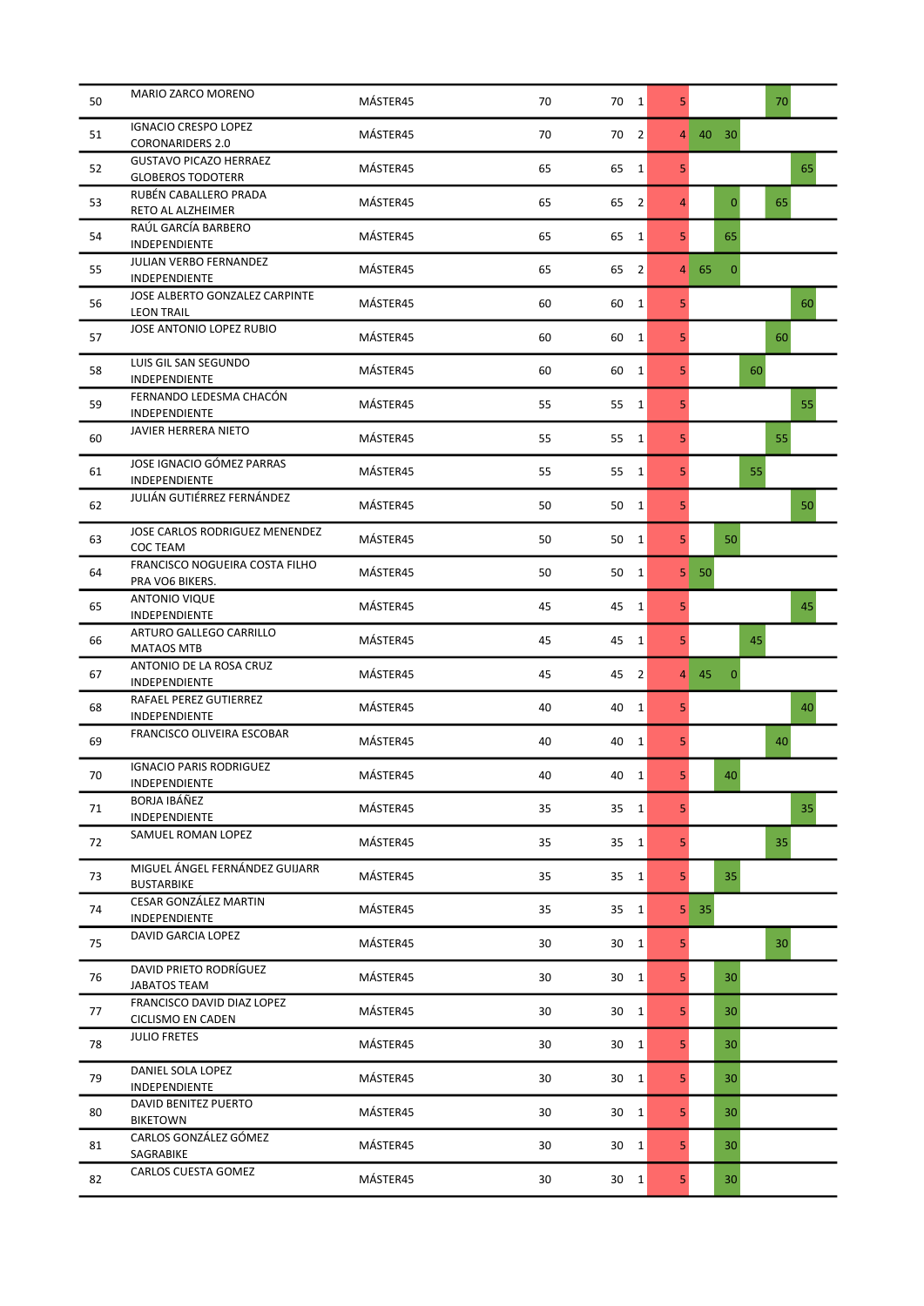| | | | | | | | | | | | |
|---|---|---|---|---|---|---|---|---|---|---|---|
| 50 | MARIO ZARCO MORENO | MÁSTER45 | 70 | 70 | 1 | 5 | | | | 70 | |
| 51 | IGNACIO CRESPO LOPEZ<br>CORONARIDERS 2.0 | MÁSTER45 | 70 | 70 | 2 | 4 | 40 | 30 | | | |
| 52 | GUSTAVO PICAZO HERRAEZ<br>GLOBEROS TODOTERR | MÁSTER45 | 65 | 65 | 1 | 5 | | | | | 65 |
| 53 | RUBÉN CABALLERO PRADA<br>RETO AL ALZHEIMER | MÁSTER45 | 65 | 65 | 2 | 4 | | 0 | | 65 | |
| 54 | RAÚL GARCÍA BARBERO<br>INDEPENDIENTE | MÁSTER45 | 65 | 65 | 1 | 5 | | 65 | | | |
| 55 | JULIAN VERBO FERNANDEZ<br>INDEPENDIENTE | MÁSTER45 | 65 | 65 | 2 | 4 | 65 | 0 | | | |
| 56 | JOSE ALBERTO GONZALEZ CARPINTE<br>LEON TRAIL | MÁSTER45 | 60 | 60 | 1 | 5 | | | | | 60 |
| 57 | JOSE ANTONIO LOPEZ RUBIO | MÁSTER45 | 60 | 60 | 1 | 5 | | | | 60 | |
| 58 | LUIS GIL SAN SEGUNDO<br>INDEPENDIENTE | MÁSTER45 | 60 | 60 | 1 | 5 | | | 60 | | |
| 59 | FERNANDO LEDESMA CHACÓN<br>INDEPENDIENTE | MÁSTER45 | 55 | 55 | 1 | 5 | | | | | 55 |
| 60 | JAVIER HERRERA NIETO | MÁSTER45 | 55 | 55 | 1 | 5 | | | | 55 | |
| 61 | JOSE IGNACIO GÓMEZ PARRAS<br>INDEPENDIENTE | MÁSTER45 | 55 | 55 | 1 | 5 | | | 55 | | |
| 62 | JULIÁN GUTIÉRREZ FERNÁNDEZ | MÁSTER45 | 50 | 50 | 1 | 5 | | | | | 50 |
| 63 | JOSE CARLOS RODRIGUEZ MENENDEZ<br>COC TEAM | MÁSTER45 | 50 | 50 | 1 | 5 | | 50 | | | |
| 64 | FRANCISCO NOGUEIRA COSTA FILHO<br>PRA VO6 BIKERS. | MÁSTER45 | 50 | 50 | 1 | 5 | 50 | | | | |
| 65 | ANTONIO VIQUE<br>INDEPENDIENTE | MÁSTER45 | 45 | 45 | 1 | 5 | | | | | 45 |
| 66 | ARTURO GALLEGO CARRILLO<br>MATAOS MTB | MÁSTER45 | 45 | 45 | 1 | 5 | | | 45 | | |
| 67 | ANTONIO DE LA ROSA CRUZ<br>INDEPENDIENTE | MÁSTER45 | 45 | 45 | 2 | 4 | 45 | 0 | | | |
| 68 | RAFAEL PEREZ GUTIERREZ<br>INDEPENDIENTE | MÁSTER45 | 40 | 40 | 1 | 5 | | | | | 40 |
| 69 | FRANCISCO OLIVEIRA ESCOBAR | MÁSTER45 | 40 | 40 | 1 | 5 | | | | 40 | |
| 70 | IGNACIO PARIS RODRIGUEZ<br>INDEPENDIENTE | MÁSTER45 | 40 | 40 | 1 | 5 | | 40 | | | |
| 71 | BORJA IBÁÑEZ<br>INDEPENDIENTE | MÁSTER45 | 35 | 35 | 1 | 5 | | | | | 35 |
| 72 | SAMUEL ROMAN LOPEZ | MÁSTER45 | 35 | 35 | 1 | 5 | | | | 35 | |
| 73 | MIGUEL ÁNGEL FERNÁNDEZ GUIJARR<br>BUSTARBIKE | MÁSTER45 | 35 | 35 | 1 | 5 | | 35 | | | |
| 74 | CESAR GONZÁLEZ MARTIN<br>INDEPENDIENTE | MÁSTER45 | 35 | 35 | 1 | 5 | 35 | | | | |
| 75 | DAVID GARCIA LOPEZ | MÁSTER45 | 30 | 30 | 1 | 5 | | | | 30 | |
| 76 | DAVID PRIETO RODRÍGUEZ<br>JABATOS TEAM | MÁSTER45 | 30 | 30 | 1 | 5 | | 30 | | | |
| 77 | FRANCISCO DAVID DIAZ LOPEZ<br>CICLISMO EN CADEN | MÁSTER45 | 30 | 30 | 1 | 5 | | 30 | | | |
| 78 | JULIO FRETES | MÁSTER45 | 30 | 30 | 1 | 5 | | 30 | | | |
| 79 | DANIEL SOLA LOPEZ<br>INDEPENDIENTE | MÁSTER45 | 30 | 30 | 1 | 5 | | 30 | | | |
| 80 | DAVID BENITEZ PUERTO<br>BIKETOWN | MÁSTER45 | 30 | 30 | 1 | 5 | | 30 | | | |
| 81 | CARLOS GONZÁLEZ GÓMEZ<br>SAGRABIKE | MÁSTER45 | 30 | 30 | 1 | 5 | | 30 | | | |
| 82 | CARLOS CUESTA GOMEZ | MÁSTER45 | 30 | 30 | 1 | 5 | | 30 | | | |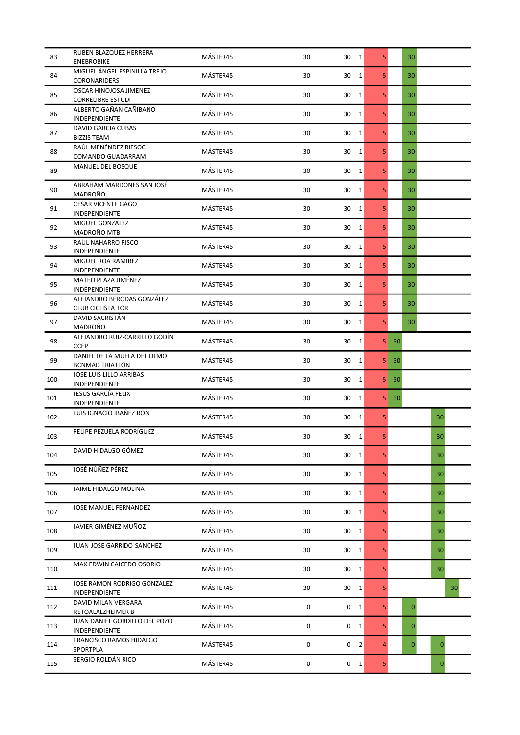| | | | | | | | | | | |
|---|---|---|---|---|---|---|---|---|---|---|
| 83 | RUBEN BLAZQUEZ HERRERA<br>ENEBROBIKE | MÁSTER45 | 30 | 30 | 1 | 5 | | 30 | | |
| 84 | MIGUEL ÁNGEL ESPINILLA TREJO<br>CORONARIDERS | MÁSTER45 | 30 | 30 | 1 | 5 | | 30 | | |
| 85 | OSCAR HINOJOSA JIMENEZ<br>CORRELIBRE ESTUDI | MÁSTER45 | 30 | 30 | 1 | 5 | | 30 | | |
| 86 | ALBERTO GAÑAN CAÑIBANO<br>INDEPENDIENTE | MÁSTER45 | 30 | 30 | 1 | 5 | | 30 | | |
| 87 | DAVID GARCIA CUBAS<br>BIZZIS TEAM | MÁSTER45 | 30 | 30 | 1 | 5 | | 30 | | |
| 88 | RAÚL MENÉNDEZ RIESOC<br>COMANDO GUADARRAM | MÁSTER45 | 30 | 30 | 1 | 5 | | 30 | | |
| 89 | MANUEL DEL BOSQUE | MÁSTER45 | 30 | 30 | 1 | 5 | | 30 | | |
| 90 | ABRAHAM MARDONES SAN JOSÉ<br>MADROÑO | MÁSTER45 | 30 | 30 | 1 | 5 | | 30 | | |
| 91 | CESAR VICENTE GAGO<br>INDEPENDIENTE | MÁSTER45 | 30 | 30 | 1 | 5 | | 30 | | |
| 92 | MIGUEL GONZALEZ<br>MADROÑO MTB | MÁSTER45 | 30 | 30 | 1 | 5 | | 30 | | |
| 93 | RAUL NAHARRO RISCO<br>INDEPENDIENTE | MÁSTER45 | 30 | 30 | 1 | 5 | | 30 | | |
| 94 | MIGUEL ROA RAMIREZ<br>INDEPENDIENTE | MÁSTER45 | 30 | 30 | 1 | 5 | | 30 | | |
| 95 | MATEO PLAZA JIMÉNEZ<br>INDEPENDIENTE | MÁSTER45 | 30 | 30 | 1 | 5 | | 30 | | |
| 96 | ALEJANDRO BERODAS GONZÁLEZ<br>CLUB CICLISTA TOR | MÁSTER45 | 30 | 30 | 1 | 5 | | 30 | | |
| 97 | DAVID SACRISTÁN<br>MADROÑO | MÁSTER45 | 30 | 30 | 1 | 5 | | 30 | | |
| 98 | ALEJANDRO RUIZ-CARRILLO GODÍN<br>CCEP | MÁSTER45 | 30 | 30 | 1 | 5 | 30 | | | |
| 99 | DANIEL DE LA MUELA DEL OLMO<br>BCNMAD TRIATLÓN | MÁSTER45 | 30 | 30 | 1 | 5 | 30 | | | |
| 100 | JOSE LUIS LILLO ARRIBAS<br>INDEPENDIENTE | MÁSTER45 | 30 | 30 | 1 | 5 | 30 | | | |
| 101 | JESUS GARCÍA FELIX<br>INDEPENDIENTE | MÁSTER45 | 30 | 30 | 1 | 5 | 30 | | | |
| 102 | LUIS IGNACIO IBAÑEZ RON | MÁSTER45 | 30 | 30 | 1 | 5 | | | 30 | |
| 103 | FELIPE PEZUELA RODRÍGUEZ | MÁSTER45 | 30 | 30 | 1 | 5 | | | 30 | |
| 104 | DAVID HIDALGO GÓMEZ | MÁSTER45 | 30 | 30 | 1 | 5 | | | 30 | |
| 105 | JOSÉ NÚÑEZ PÉREZ | MÁSTER45 | 30 | 30 | 1 | 5 | | | 30 | |
| 106 | JAIME HIDALGO MOLINA | MÁSTER45 | 30 | 30 | 1 | 5 | | | 30 | |
| 107 | JOSE MANUEL FERNANDEZ | MÁSTER45 | 30 | 30 | 1 | 5 | | | 30 | |
| 108 | JAVIER GIMÉNEZ MUÑOZ | MÁSTER45 | 30 | 30 | 1 | 5 | | | 30 | |
| 109 | JUAN-JOSE GARRIDO-SANCHEZ | MÁSTER45 | 30 | 30 | 1 | 5 | | | 30 | |
| 110 | MAX EDWIN CAICEDO OSORIO | MÁSTER45 | 30 | 30 | 1 | 5 | | | 30 | |
| 111 | JOSE RAMON RODRIGO GONZALEZ<br>INDEPENDIENTE | MÁSTER45 | 30 | 30 | 1 | 5 | | | | 30 |
| 112 | DAVID MILAN VERGARA<br>RETOALALZHEIMER B | MÁSTER45 | 0 | 0 | 1 | 5 | | 0 | | |
| 113 | JUAN DANIEL GORDILLO DEL POZO<br>INDEPENDIENTE | MÁSTER45 | 0 | 0 | 1 | 5 | | 0 | | |
| 114 | FRANCISCO RAMOS HIDALGO<br>SPORTPLA | MÁSTER45 | 0 | 0 | 2 | 4 | | 0 | 0 | |
| 115 | SERGIO ROLDÁN RICO | MÁSTER45 | 0 | 0 | 1 | 5 | | | 0 | |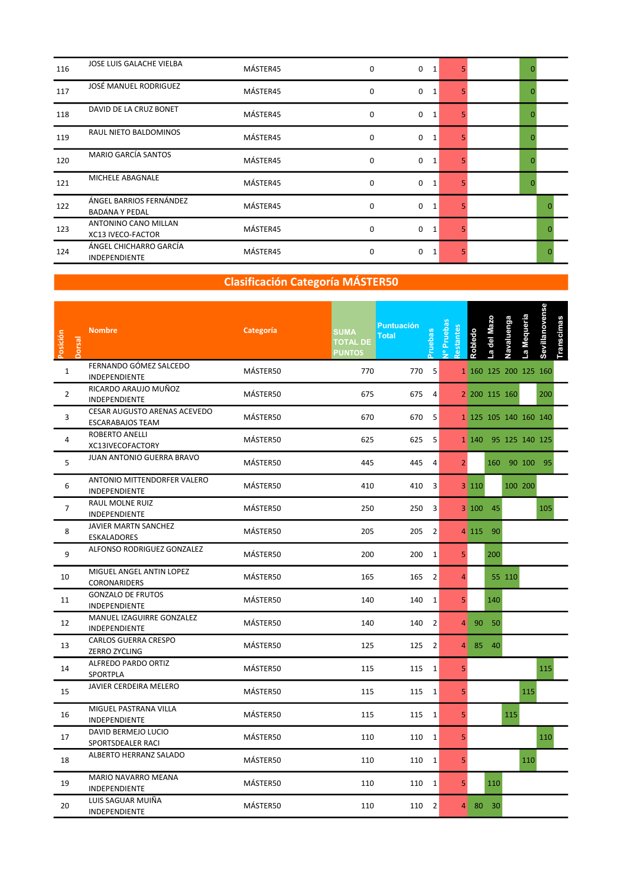| Posición | Dorsal | Nombre | Categoría | SUMA TOTAL DE PUNTOS | Puntuación Total | Pruebas | Nº Pruebas Restantes | Robledo | La del Mazo | Navaluenga | La Mequeria | Sevillanovense | Transcimas |
|---|---|---|---|---|---|---|---|---|---|---|---|---|---|
| 116 | | JOSE LUIS GALACHE VIELBA | MÁSTER45 | 0 | 0 | 1 | 5 | | | | 0 | | |
| 117 | | JOSÉ MANUEL RODRIGUEZ | MÁSTER45 | 0 | 0 | 1 | 5 | | | | 0 | | |
| 118 | | DAVID DE LA CRUZ BONET | MÁSTER45 | 0 | 0 | 1 | 5 | | | | 0 | | |
| 119 | | RAUL NIETO BALDOMINOS | MÁSTER45 | 0 | 0 | 1 | 5 | | | | 0 | | |
| 120 | | MARIO GARCÍA SANTOS | MÁSTER45 | 0 | 0 | 1 | 5 | | | | 0 | | |
| 121 | | MICHELE ABAGNALE | MÁSTER45 | 0 | 0 | 1 | 5 | | | | 0 | | |
| 122 | | ÁNGEL BARRIOS FERNÁNDEZ BADANA Y PEDAL | MÁSTER45 | 0 | 0 | 1 | 5 | | | | | 0 | |
| 123 | | ANTONINO CANO MILLAN XC13 IVECO-FACTOR | MÁSTER45 | 0 | 0 | 1 | 5 | | | | | 0 | |
| 124 | | ÁNGEL CHICHARRO GARCÍA INDEPENDIENTE | MÁSTER45 | 0 | 0 | 1 | 5 | | | | | 0 | |

## Clasificación Categoría MÁSTER50

| Posición | Dorsal | Nombre | Categoría | SUMA TOTAL DE PUNTOS | Puntuación Total | Pruebas | Nº Pruebas Restantes | Robledo | La del Mazo | Navaluenga | La Mequeria | Sevillanovense | Transcimas |
|---|---|---|---|---|---|---|---|---|---|---|---|---|---|
| 1 | | FERNANDO GÓMEZ SALCEDO INDEPENDIENTE | MÁSTER50 | 770 | 770 | 5 | 1 | 160 | 125 | 200 | 125 | 160 | |
| 2 | | RICARDO ARAUJO MUÑOZ INDEPENDIENTE | MÁSTER50 | 675 | 675 | 4 | 2 | 200 | 115 | 160 | | 200 | |
| 3 | | CESAR AUGUSTO ARENAS ACEVEDO ESCARABAJOS TEAM | MÁSTER50 | 670 | 670 | 5 | 1 | 125 | 105 | 140 | 160 | 140 | |
| 4 | | ROBERTO ANELLI XC13IVECOFACTORY | MÁSTER50 | 625 | 625 | 5 | 1 | 140 | 95 | 125 | 140 | 125 | |
| 5 | | JUAN ANTONIO GUERRA BRAVO | MÁSTER50 | 445 | 445 | 4 | 2 | | 160 | 90 | 100 | 95 | |
| 6 | | ANTONIO MITTENDORFER VALERO INDEPENDIENTE | MÁSTER50 | 410 | 410 | 3 | 3 | 110 | | 100 | 200 | | |
| 7 | | RAUL MOLNE RUIZ INDEPENDIENTE | MÁSTER50 | 250 | 250 | 3 | 3 | 100 | 45 | | | 105 | |
| 8 | | JAVIER MARTN SANCHEZ ESKALADORES | MÁSTER50 | 205 | 205 | 2 | 4 | 115 | 90 | | | | |
| 9 | | ALFONSO RODRIGUEZ GONZALEZ | MÁSTER50 | 200 | 200 | 1 | 5 | | 200 | | | | |
| 10 | | MIGUEL ANGEL ANTIN LOPEZ CORONARIDERS | MÁSTER50 | 165 | 165 | 2 | 4 | | 55 | 110 | | | |
| 11 | | GONZALO DE FRUTOS INDEPENDIENTE | MÁSTER50 | 140 | 140 | 1 | 5 | | 140 | | | | |
| 12 | | MANUEL IZAGUIRRE GONZALEZ INDEPENDIENTE | MÁSTER50 | 140 | 140 | 2 | 4 | 90 | 50 | | | | |
| 13 | | CARLOS GUERRA CRESPO ZERRO ZYCLING | MÁSTER50 | 125 | 125 | 2 | 4 | 85 | 40 | | | | |
| 14 | | ALFREDO PARDO ORTIZ SPORTPLA | MÁSTER50 | 115 | 115 | 1 | 5 | | | | | 115 | |
| 15 | | JAVIER CERDEIRA MELERO | MÁSTER50 | 115 | 115 | 1 | 5 | | | | 115 | | |
| 16 | | MIGUEL PASTRANA VILLA INDEPENDIENTE | MÁSTER50 | 115 | 115 | 1 | 5 | | | 115 | | | |
| 17 | | DAVID BERMEJO LUCIO SPORTSDEALER RACI | MÁSTER50 | 110 | 110 | 1 | 5 | | | | | 110 | |
| 18 | | ALBERTO HERRANZ SALADO | MÁSTER50 | 110 | 110 | 1 | 5 | | | | 110 | | |
| 19 | | MARIO NAVARRO MEANA INDEPENDIENTE | MÁSTER50 | 110 | 110 | 1 | 5 | | 110 | | | | |
| 20 | | LUIS SAGUAR MUIÑA INDEPENDIENTE | MÁSTER50 | 110 | 110 | 2 | 4 | 80 | 30 | | | | |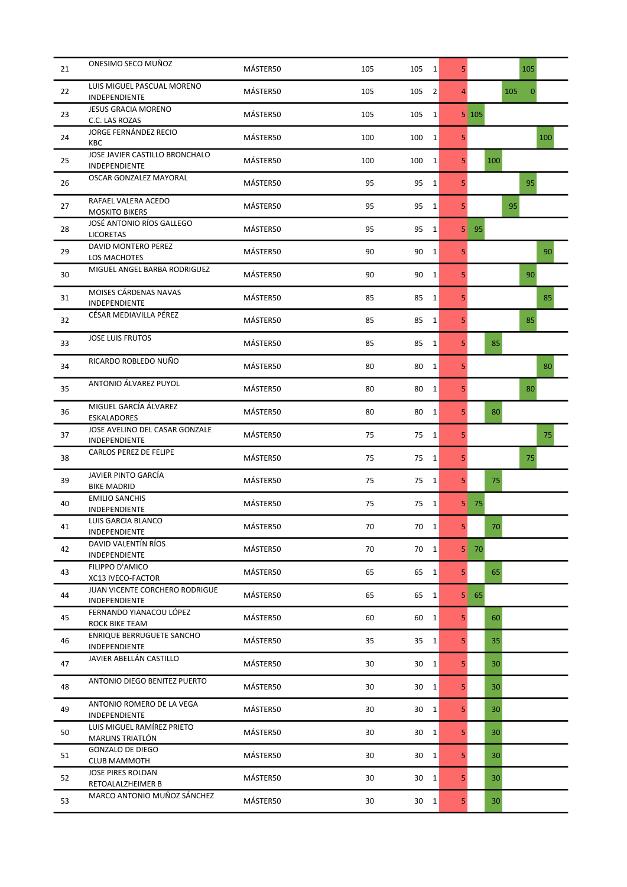| | | | | | | | | | | | |
|---|---|---|---|---|---|---|---|---|---|---|---|
| 21 | ONESIMO SECO MUÑOZ | MÁSTER50 | 105 | 105 | 1 | 5 | | | | 105 | |
| 22 | LUIS MIGUEL PASCUAL MORENO<br>INDEPENDIENTE | MÁSTER50 | 105 | 105 | 2 | 4 | | | 105 | 0 | |
| 23 | JESUS GRACIA MORENO<br>C.C. LAS ROZAS | MÁSTER50 | 105 | 105 | 1 | 5 | 105 | | | | |
| 24 | JORGE FERNÁNDEZ RECIO<br>KBC | MÁSTER50 | 100 | 100 | 1 | 5 | | | | | 100 |
| 25 | JOSE JAVIER CASTILLO BRONCHALO<br>INDEPENDIENTE | MÁSTER50 | 100 | 100 | 1 | 5 | | 100 | | | |
| 26 | OSCAR GONZALEZ MAYORAL | MÁSTER50 | 95 | 95 | 1 | 5 | | | | 95 | |
| 27 | RAFAEL VALERA ACEDO<br>MOSKITO BIKERS | MÁSTER50 | 95 | 95 | 1 | 5 | | | 95 | | |
| 28 | JOSÉ ANTONIO RÍOS GALLEGO<br>LICORETAS | MÁSTER50 | 95 | 95 | 1 | 5 | 95 | | | | |
| 29 | DAVID MONTERO PEREZ<br>LOS MACHOTES | MÁSTER50 | 90 | 90 | 1 | 5 | | | | | 90 |
| 30 | MIGUEL ANGEL BARBA RODRIGUEZ | MÁSTER50 | 90 | 90 | 1 | 5 | | | | 90 | |
| 31 | MOISES CÁRDENAS NAVAS<br>INDEPENDIENTE | MÁSTER50 | 85 | 85 | 1 | 5 | | | | | 85 |
| 32 | CÉSAR MEDIAVILLA PÉREZ | MÁSTER50 | 85 | 85 | 1 | 5 | | | | 85 | |
| 33 | JOSE LUIS FRUTOS | MÁSTER50 | 85 | 85 | 1 | 5 | | 85 | | | |
| 34 | RICARDO ROBLEDO NUÑO | MÁSTER50 | 80 | 80 | 1 | 5 | | | | | 80 |
| 35 | ANTONIO ÁLVAREZ PUYOL | MÁSTER50 | 80 | 80 | 1 | 5 | | | | 80 | |
| 36 | MIGUEL GARCÍA ÁLVAREZ<br>ESKALADORES | MÁSTER50 | 80 | 80 | 1 | 5 | | 80 | | | |
| 37 | JOSE AVELINO DEL CASAR GONZALE<br>INDEPENDIENTE | MÁSTER50 | 75 | 75 | 1 | 5 | | | | | 75 |
| 38 | CARLOS PEREZ DE FELIPE | MÁSTER50 | 75 | 75 | 1 | 5 | | | | 75 | |
| 39 | JAVIER PINTO GARCÍA<br>BIKE MADRID | MÁSTER50 | 75 | 75 | 1 | 5 | | 75 | | | |
| 40 | EMILIO SANCHIS<br>INDEPENDIENTE | MÁSTER50 | 75 | 75 | 1 | 5 | 75 | | | | |
| 41 | LUIS GARCIA BLANCO<br>INDEPENDIENTE | MÁSTER50 | 70 | 70 | 1 | 5 | | 70 | | | |
| 42 | DAVID VALENTÍN RÍOS<br>INDEPENDIENTE | MÁSTER50 | 70 | 70 | 1 | 5 | 70 | | | | |
| 43 | FILIPPO D'AMICO<br>XC13 IVECO-FACTOR | MÁSTER50 | 65 | 65 | 1 | 5 | | 65 | | | |
| 44 | JUAN VICENTE CORCHERO RODRIGUE<br>INDEPENDIENTE | MÁSTER50 | 65 | 65 | 1 | 5 | 65 | | | | |
| 45 | FERNANDO YIANACOU LÓPEZ<br>ROCK BIKE TEAM | MÁSTER50 | 60 | 60 | 1 | 5 | | 60 | | | |
| 46 | ENRIQUE BERRUGUETE SANCHO<br>INDEPENDIENTE | MÁSTER50 | 35 | 35 | 1 | 5 | | 35 | | | |
| 47 | JAVIER ABELLÁN CASTILLO | MÁSTER50 | 30 | 30 | 1 | 5 | | 30 | | | |
| 48 | ANTONIO DIEGO BENITEZ PUERTO | MÁSTER50 | 30 | 30 | 1 | 5 | | 30 | | | |
| 49 | ANTONIO ROMERO DE LA VEGA<br>INDEPENDIENTE | MÁSTER50 | 30 | 30 | 1 | 5 | | 30 | | | |
| 50 | LUIS MIGUEL RAMÍREZ PRIETO<br>MARLINS TRIATLÓN | MÁSTER50 | 30 | 30 | 1 | 5 | | 30 | | | |
| 51 | GONZALO DE DIEGO<br>CLUB MAMMOTH | MÁSTER50 | 30 | 30 | 1 | 5 | | 30 | | | |
| 52 | JOSE PIRES ROLDAN<br>RETOALZHEIMER B | MÁSTER50 | 30 | 30 | 1 | 5 | | 30 | | | |
| 53 | MARCO ANTONIO MUÑOZ SÁNCHEZ | MÁSTER50 | 30 | 30 | 1 | 5 | | 30 | | | |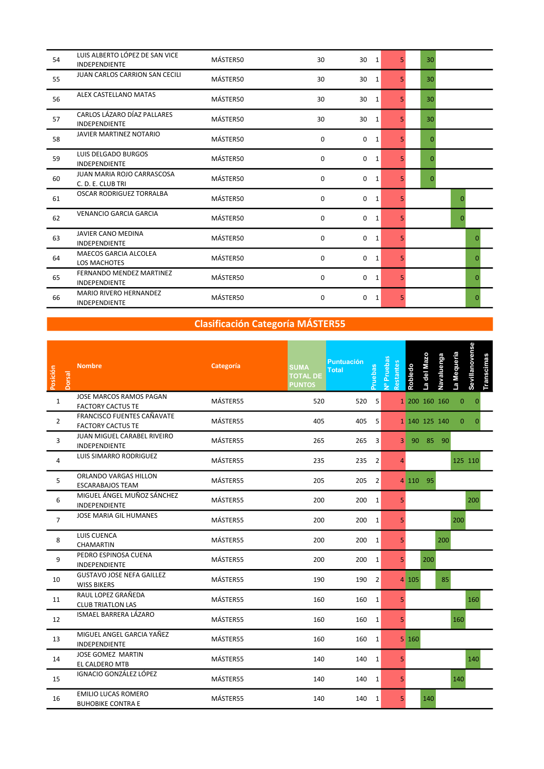| Posición | Dorsal | Nombre | Categoría | SUMA TOTAL DE PUNTOS | Puntuación Total | Pruebas | Nº Pruebas Restantes | Robledo | La del Mazo | Navaluenga | La Mequeria | Sevillanovense | Transcimas |
|---|---|---|---|---|---|---|---|---|---|---|---|---|---|
| 54 | | LUIS ALBERTO LÓPEZ DE SAN VICE INDEPENDIENTE | MÁSTER50 | 30 | 30 | 1 | 5 | | 30 | | | | |
| 55 | | JUAN CARLOS CARRION SAN CECILI | MÁSTER50 | 30 | 30 | 1 | 5 | | 30 | | | | |
| 56 | | ALEX CASTELLANO MATAS | MÁSTER50 | 30 | 30 | 1 | 5 | | 30 | | | | |
| 57 | | CARLOS LÁZARO DÍAZ PALLARES INDEPENDIENTE | MÁSTER50 | 30 | 30 | 1 | 5 | | 30 | | | | |
| 58 | | JAVIER MARTINEZ NOTARIO | MÁSTER50 | 0 | 0 | 1 | 5 | | 0 | | | | |
| 59 | | LUIS DELGADO BURGOS INDEPENDIENTE | MÁSTER50 | 0 | 0 | 1 | 5 | | 0 | | | | |
| 60 | | JUAN MARIA ROJO CARRASCOSA C. D. E. CLUB TRI | MÁSTER50 | 0 | 0 | 1 | 5 | | 0 | | | | |
| 61 | | OSCAR RODRIGUEZ TORRALBA | MÁSTER50 | 0 | 0 | 1 | 5 | | | | 0 | | |
| 62 | | VENANCIO GARCIA GARCIA | MÁSTER50 | 0 | 0 | 1 | 5 | | | | 0 | | |
| 63 | | JAVIER CANO MEDINA INDEPENDIENTE | MÁSTER50 | 0 | 0 | 1 | 5 | | | | | 0 | |
| 64 | | MAECOS GARCIA ALCOLEA LOS MACHOTES | MÁSTER50 | 0 | 0 | 1 | 5 | | | | | 0 | |
| 65 | | FERNANDO MENDEZ MARTINEZ INDEPENDIENTE | MÁSTER50 | 0 | 0 | 1 | 5 | | | | | 0 | |
| 66 | | MARIO RIVERO HERNANDEZ INDEPENDIENTE | MÁSTER50 | 0 | 0 | 1 | 5 | | | | | 0 | |

## Clasificación Categoría MÁSTER55

| Posición | Dorsal | Nombre | Categoría | SUMA TOTAL DE PUNTOS | Puntuación Total | Pruebas | Nº Pruebas Restantes | Robledo | La del Mazo | Navaluenga | La Mequeria | Sevillanovense | Transcimas |
|---|---|---|---|---|---|---|---|---|---|---|---|---|---|
| 1 | | JOSE MARCOS RAMOS PAGAN FACTORY CACTUS TE | MÁSTER55 | 520 | 520 | 5 | 1 | 200 | 160 | 160 | 0 | 0 | |
| 2 | | FRANCISCO FUENTES CAÑAVATE FACTORY CACTUS TE | MÁSTER55 | 405 | 405 | 5 | 1 | 140 | 125 | 140 | 0 | 0 | |
| 3 | | JUAN MIGUEL CARABEL RIVEIRO INDEPENDIENTE | MÁSTER55 | 265 | 265 | 3 | 3 | 90 | 85 | 90 | | | |
| 4 | | LUIS SIMARRO RODRIGUEZ | MÁSTER55 | 235 | 235 | 2 | 4 | | | | 125 | 110 | |
| 5 | | ORLANDO VARGAS HILLON ESCARABAJOS TEAM | MÁSTER55 | 205 | 205 | 2 | 4 | 110 | 95 | | | | |
| 6 | | MIGUEL ÁNGEL MUÑOZ SÁNCHEZ INDEPENDIENTE | MÁSTER55 | 200 | 200 | 1 | 5 | | | | | 200 | |
| 7 | | JOSE MARIA GIL HUMANES | MÁSTER55 | 200 | 200 | 1 | 5 | | | | 200 | | |
| 8 | | LUIS CUENCA CHAMARTIN | MÁSTER55 | 200 | 200 | 1 | 5 | | | 200 | | | |
| 9 | | PEDRO ESPINOSA CUENA INDEPENDIENTE | MÁSTER55 | 200 | 200 | 1 | 5 | | 200 | | | | |
| 10 | | GUSTAVO JOSE NEFA GAILLEZ WISS BIKERS | MÁSTER55 | 190 | 190 | 2 | 4 | 105 | | 85 | | | |
| 11 | | RAUL LOPEZ GRAÑEDA CLUB TRIATLON LAS | MÁSTER55 | 160 | 160 | 1 | 5 | | | | | 160 | |
| 12 | | ISMAEL BARRERA LÁZARO | MÁSTER55 | 160 | 160 | 1 | 5 | | | | 160 | | |
| 13 | | MIGUEL ANGEL GARCIA YAÑEZ INDEPENDIENTE | MÁSTER55 | 160 | 160 | 1 | 5 | 160 | | | | | |
| 14 | | JOSE GOMEZ MARTIN EL CALDERO MTB | MÁSTER55 | 140 | 140 | 1 | 5 | | | | | 140 | |
| 15 | | IGNACIO GONZÁLEZ LÓPEZ | MÁSTER55 | 140 | 140 | 1 | 5 | | | | 140 | | |
| 16 | | EMILIO LUCAS ROMERO BUHOBIKE CONTRA E | MÁSTER55 | 140 | 140 | 1 | 5 | | 140 | | | | |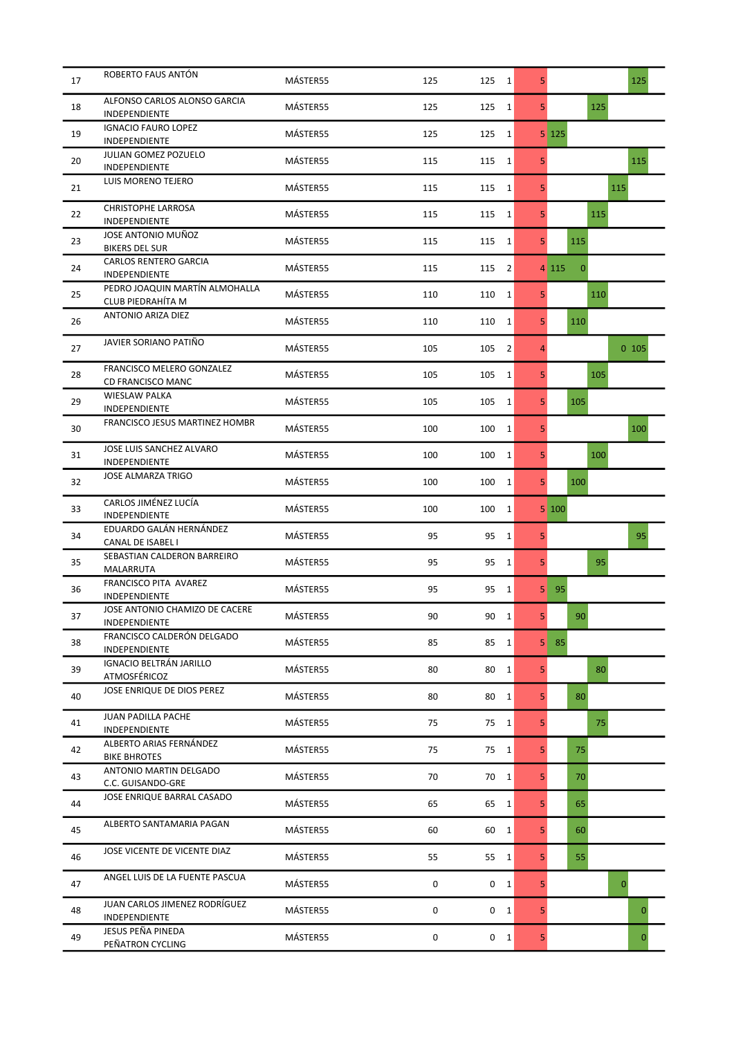| | | | | | | | | | | | |
|---|---|---|---|---|---|---|---|---|---|---|---|
| 17 | ROBERTO FAUS ANTÓN | MÁSTER55 | 125 | 125 | 1 | 5 | | | | | 125 |
| 18 | ALFONSO CARLOS ALONSO GARCIA<br>INDEPENDIENTE | MÁSTER55 | 125 | 125 | 1 | 5 | | | 125 | | |
| 19 | IGNACIO FAURO LOPEZ<br>INDEPENDIENTE | MÁSTER55 | 125 | 125 | 1 | 5 | 125 | | | | |
| 20 | JULIAN GOMEZ POZUELO<br>INDEPENDIENTE | MÁSTER55 | 115 | 115 | 1 | 5 | | | | | 115 |
| 21 | LUIS MORENO TEJERO | MÁSTER55 | 115 | 115 | 1 | 5 | | | | 115 | |
| 22 | CHRISTOPHE LARROSA<br>INDEPENDIENTE | MÁSTER55 | 115 | 115 | 1 | 5 | | | 115 | | |
| 23 | JOSE ANTONIO MUÑOZ<br>BIKERS DEL SUR | MÁSTER55 | 115 | 115 | 1 | 5 | | 115 | | | |
| 24 | CARLOS RENTERO GARCIA<br>INDEPENDIENTE | MÁSTER55 | 115 | 115 | 2 | 4 | 115 | 0 | | | |
| 25 | PEDRO JOAQUIN MARTÍN ALMOHALLA<br>CLUB PIEDRAHÍTA M | MÁSTER55 | 110 | 110 | 1 | 5 | | | 110 | | |
| 26 | ANTONIO ARIZA DIEZ | MÁSTER55 | 110 | 110 | 1 | 5 | | 110 | | | |
| 27 | JAVIER SORIANO PATIÑO | MÁSTER55 | 105 | 105 | 2 | 4 | | | | 0 | 105 |
| 28 | FRANCISCO MELERO GONZALEZ<br>CD FRANCISCO MANC | MÁSTER55 | 105 | 105 | 1 | 5 | | | 105 | | |
| 29 | WIESLAW PALKA<br>INDEPENDIENTE | MÁSTER55 | 105 | 105 | 1 | 5 | | 105 | | | |
| 30 | FRANCISCO JESUS MARTINEZ HOMBR | MÁSTER55 | 100 | 100 | 1 | 5 | | | | | 100 |
| 31 | JOSE LUIS SANCHEZ ALVARO<br>INDEPENDIENTE | MÁSTER55 | 100 | 100 | 1 | 5 | | | 100 | | |
| 32 | JOSE ALMARZA TRIGO | MÁSTER55 | 100 | 100 | 1 | 5 | | 100 | | | |
| 33 | CARLOS JIMÉNEZ LUCÍA<br>INDEPENDIENTE | MÁSTER55 | 100 | 100 | 1 | 5 | 100 | | | | |
| 34 | EDUARDO GALÁN HERNÁNDEZ<br>CANAL DE ISABEL I | MÁSTER55 | 95 | 95 | 1 | 5 | | | | | 95 |
| 35 | SEBASTIAN CALDERON BARREIRO<br>MALARRUTA | MÁSTER55 | 95 | 95 | 1 | 5 | | | 95 | | |
| 36 | FRANCISCO PITA AVAREZ<br>INDEPENDIENTE | MÁSTER55 | 95 | 95 | 1 | 5 | 95 | | | | |
| 37 | JOSE ANTONIO CHAMIZO DE CACERE<br>INDEPENDIENTE | MÁSTER55 | 90 | 90 | 1 | 5 | | 90 | | | |
| 38 | FRANCISCO CALDERÓN DELGADO<br>INDEPENDIENTE | MÁSTER55 | 85 | 85 | 1 | 5 | 85 | | | | |
| 39 | IGNACIO BELTRÁN JARILLO<br>ATMOSFÉRICOZ | MÁSTER55 | 80 | 80 | 1 | 5 | | | 80 | | |
| 40 | JOSE ENRIQUE DE DIOS PEREZ | MÁSTER55 | 80 | 80 | 1 | 5 | | 80 | | | |
| 41 | JUAN PADILLA PACHE<br>INDEPENDIENTE | MÁSTER55 | 75 | 75 | 1 | 5 | | | 75 | | |
| 42 | ALBERTO ARIAS FERNÁNDEZ<br>BIKE BHROTES | MÁSTER55 | 75 | 75 | 1 | 5 | | 75 | | | |
| 43 | ANTONIO MARTIN DELGADO<br>C.C. GUISANDO-GRE | MÁSTER55 | 70 | 70 | 1 | 5 | | 70 | | | |
| 44 | JOSE ENRIQUE BARRAL CASADO | MÁSTER55 | 65 | 65 | 1 | 5 | | 65 | | | |
| 45 | ALBERTO SANTAMARIA PAGAN | MÁSTER55 | 60 | 60 | 1 | 5 | | 60 | | | |
| 46 | JOSE VICENTE DE VICENTE DIAZ | MÁSTER55 | 55 | 55 | 1 | 5 | | 55 | | | |
| 47 | ANGEL LUIS DE LA FUENTE PASCUA | MÁSTER55 | 0 | 0 | 1 | 5 | | | | 0 | |
| 48 | JUAN CARLOS JIMENEZ RODRÍGUEZ<br>INDEPENDIENTE | MÁSTER55 | 0 | 0 | 1 | 5 | | | | | 0 |
| 49 | JESUS PEÑA PINEDA<br>PEÑATRON CYCLING | MÁSTER55 | 0 | 0 | 1 | 5 | | | | | 0 |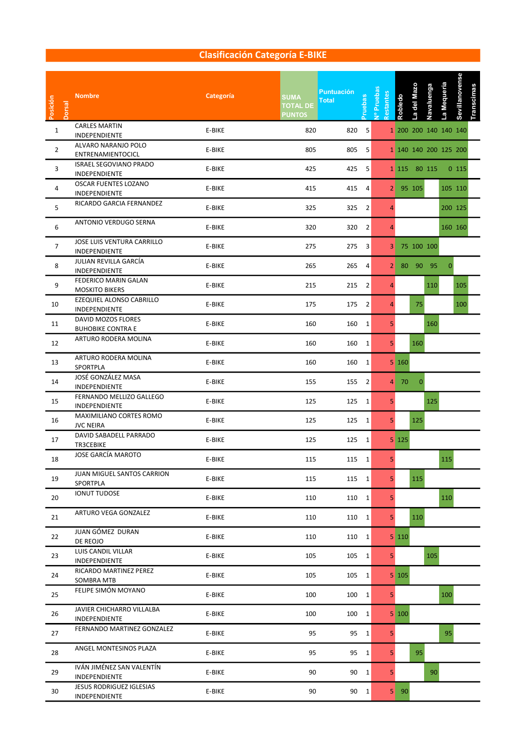# Clasificación Categoría E-BIKE

| Posición | Dorsal | Nombre | Categoría | SUMA TOTAL DE PUNTOS | Puntuación Total | Pruebas | Nº Pruebas Restantes | Robledo | La del Mazo | Navaluenga | La Mequeria | Sevillanovense | Transcimas |
|---|---|---|---|---|---|---|---|---|---|---|---|---|---|
| 1 | | CARLES MARTIN INDEPENDIENTE | E-BIKE | 820 | 820 | 5 | 1 | 200 | 200 | 140 | 140 | 140 | |
| 2 | | ALVARO NARANJO POLO ENTRENAMIENTOCICL | E-BIKE | 805 | 805 | 5 | 1 | 140 | 140 | 200 | 125 | 200 | |
| 3 | | ISRAEL SEGOVIANO PRADO INDEPENDIENTE | E-BIKE | 425 | 425 | 5 | 1 | 115 | 80 | 115 | 0 | 115 | |
| 4 | | OSCAR FUENTES LOZANO INDEPENDIENTE | E-BIKE | 415 | 415 | 4 | 2 | 95 | 105 | | 105 | 110 | |
| 5 | | RICARDO GARCIA FERNANDEZ | E-BIKE | 325 | 325 | 2 | 4 | | | | 200 | 125 | |
| 6 | | ANTONIO VERDUGO SERNA | E-BIKE | 320 | 320 | 2 | 4 | | | | 160 | 160 | |
| 7 | | JOSE LUIS VENTURA CARRILLO INDEPENDIENTE | E-BIKE | 275 | 275 | 3 | 3 | 75 | 100 | 100 | | | |
| 8 | | JULIAN REVILLA GARCÍA INDEPENDIENTE | E-BIKE | 265 | 265 | 4 | 2 | 80 | 90 | 95 | 0 | | |
| 9 | | FEDERICO MARIN GALAN MOSKITO BIKERS | E-BIKE | 215 | 215 | 2 | 4 | | | 110 | | 105 | |
| 10 | | EZEQUIEL ALONSO CABRILLO INDEPENDIENTE | E-BIKE | 175 | 175 | 2 | 4 | | 75 | | | 100 | |
| 11 | | DAVID MOZOS FLORES BUHOBIKE CONTRA E | E-BIKE | 160 | 160 | 1 | 5 | | | 160 | | | |
| 12 | | ARTURO RODERA MOLINA | E-BIKE | 160 | 160 | 1 | 5 | | 160 | | | | |
| 13 | | ARTURO RODERA MOLINA SPORTPLA | E-BIKE | 160 | 160 | 1 | 5 | 160 | | | | | |
| 14 | | JOSÉ GONZÁLEZ MASA INDEPENDIENTE | E-BIKE | 155 | 155 | 2 | 4 | 70 | 0 | | | | |
| 15 | | FERNANDO MELLIZO GALLEGO INDEPENDIENTE | E-BIKE | 125 | 125 | 1 | 5 | | | 125 | | | |
| 16 | | MAXIMILIANO CORTES ROMO JVC NEIRA | E-BIKE | 125 | 125 | 1 | 5 | | 125 | | | | |
| 17 | | DAVID SABADELL PARRADO TR3CEBIKE | E-BIKE | 125 | 125 | 1 | 5 | 125 | | | | | |
| 18 | | JOSE GARCÍA MAROTO | E-BIKE | 115 | 115 | 1 | 5 | | | | 115 | | |
| 19 | | JUAN MIGUEL SANTOS CARRION SPORTPLA | E-BIKE | 115 | 115 | 1 | 5 | | 115 | | | | |
| 20 | | IONUT TUDOSE | E-BIKE | 110 | 110 | 1 | 5 | | | | 110 | | |
| 21 | | ARTURO VEGA GONZALEZ | E-BIKE | 110 | 110 | 1 | 5 | | 110 | | | | |
| 22 | | JUAN GÓMEZ DURAN DE REOJO | E-BIKE | 110 | 110 | 1 | 5 | 110 | | | | | |
| 23 | | LUIS CANDIL VILLAR INDEPENDIENTE | E-BIKE | 105 | 105 | 1 | 5 | | | 105 | | | |
| 24 | | RICARDO MARTINEZ PEREZ SOMBRA MTB | E-BIKE | 105 | 105 | 1 | 5 | 105 | | | | | |
| 25 | | FELIPE SIMÓN MOYANO | E-BIKE | 100 | 100 | 1 | 5 | | | | 100 | | |
| 26 | | JAVIER CHICHARRO VILLALBA INDEPENDIENTE | E-BIKE | 100 | 100 | 1 | 5 | 100 | | | | | |
| 27 | | FERNANDO MARTINEZ GONZALEZ | E-BIKE | 95 | 95 | 1 | 5 | | | | 95 | | |
| 28 | | ANGEL MONTESINOS PLAZA | E-BIKE | 95 | 95 | 1 | 5 | | 95 | | | | |
| 29 | | IVÁN JIMÉNEZ SAN VALENTÍN INDEPENDIENTE | E-BIKE | 90 | 90 | 1 | 5 | | | 90 | | | |
| 30 | | JESUS RODRIGUEZ IGLESIAS INDEPENDIENTE | E-BIKE | 90 | 90 | 1 | 5 | 90 | | | | | |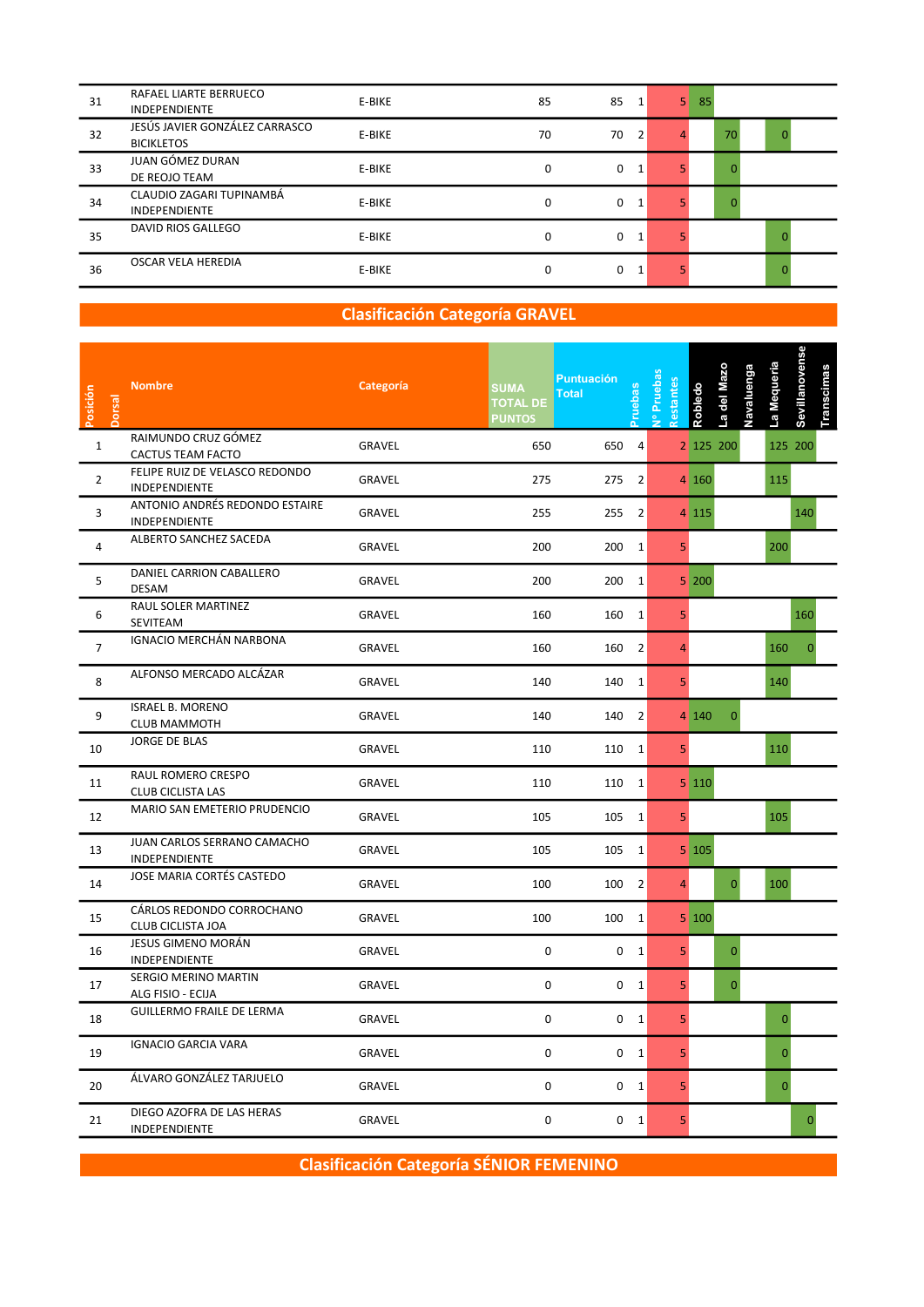| Posición | Dorsal | Nombre | Categoría | SUMA TOTAL DE PUNTOS | Puntuación Total | Pruebas | Nº Pruebas Restantes | Robledo | La del Mazo | Navaluenga | La Mequeria | Sevillanovense | Transcimas |
|---|---|---|---|---|---|---|---|---|---|---|---|---|---|
| 31 | | RAFAEL LIARTE BERRUECO<br>INDEPENDIENTE | E-BIKE | 85 | 85 | 1 | 5 | 85 | | | | | |
| 32 | | JESÚS JAVIER GONZÁLEZ CARRASCO<br>BICIKLETOS | E-BIKE | 70 | 70 | 2 | 4 | | 70 | | 0 | | |
| 33 | | JUAN GÓMEZ DURAN<br>DE REOJO TEAM | E-BIKE | 0 | 0 | 1 | 5 | | 0 | | | | |
| 34 | | CLAUDIO ZAGARI TUPINAMBÁ<br>INDEPENDIENTE | E-BIKE | 0 | 0 | 1 | 5 | | 0 | | | | |
| 35 | | DAVID RIOS GALLEGO | E-BIKE | 0 | 0 | 1 | 5 | | | | 0 | | |
| 36 | | OSCAR VELA HEREDIA | E-BIKE | 0 | 0 | 1 | 5 | | | | 0 | | |

## Clasificación Categoría GRAVEL

| Posición | Dorsal | Nombre | Categoría | SUMA TOTAL DE PUNTOS | Puntuación Total | Pruebas | Nº Pruebas Restantes | Robledo | La del Mazo | Navaluenga | La Mequeria | Sevillanovense | Transcimas |
|---|---|---|---|---|---|---|---|---|---|---|---|---|---|
| 1 | | RAIMUNDO CRUZ GÓMEZ<br>CACTUS TEAM FACTO | GRAVEL | 650 | 650 | 4 | 2 | 125 | 200 | | 125 | 200 | |
| 2 | | FELIPE RUIZ DE VELASCO REDONDO<br>INDEPENDIENTE | GRAVEL | 275 | 275 | 2 | 4 | 160 | | | 115 | | |
| 3 | | ANTONIO ANDRÉS REDONDO ESTAIRE<br>INDEPENDIENTE | GRAVEL | 255 | 255 | 2 | 4 | 115 | | | | 140 | |
| 4 | | ALBERTO SANCHEZ SACEDA | GRAVEL | 200 | 200 | 1 | 5 | | | | 200 | | |
| 5 | | DANIEL CARRION CABALLERO<br>DESAM | GRAVEL | 200 | 200 | 1 | 5 | 200 | | | | | |
| 6 | | RAUL SOLER MARTINEZ<br>SEVITEAM | GRAVEL | 160 | 160 | 1 | 5 | | | | | 160 | |
| 7 | | IGNACIO MERCHÁN NARBONA | GRAVEL | 160 | 160 | 2 | 4 | | | | 160 | 0 | |
| 8 | | ALFONSO MERCADO ALCÁZAR | GRAVEL | 140 | 140 | 1 | 5 | | | | 140 | | |
| 9 | | ISRAEL B. MORENO<br>CLUB MAMMOTH | GRAVEL | 140 | 140 | 2 | 4 | 140 | 0 | | | | |
| 10 | | JORGE DE BLAS | GRAVEL | 110 | 110 | 1 | 5 | | | | 110 | | |
| 11 | | RAUL ROMERO CRESPO<br>CLUB CICLISTA LAS | GRAVEL | 110 | 110 | 1 | 5 | 110 | | | | | |
| 12 | | MARIO SAN EMETERIO PRUDENCIO | GRAVEL | 105 | 105 | 1 | 5 | | | | 105 | | |
| 13 | | JUAN CARLOS SERRANO CAMACHO<br>INDEPENDIENTE | GRAVEL | 105 | 105 | 1 | 5 | 105 | | | | | |
| 14 | | JOSE MARIA CORTÉS CASTEDO | GRAVEL | 100 | 100 | 2 | 4 | | 0 | | 100 | | |
| 15 | | CÁRLOS REDONDO CORROCHANO<br>CLUB CICLISTA JOA | GRAVEL | 100 | 100 | 1 | 5 | 100 | | | | | |
| 16 | | JESUS GIMENO MORÁN<br>INDEPENDIENTE | GRAVEL | 0 | 0 | 1 | 5 | | 0 | | | | |
| 17 | | SERGIO MERINO MARTIN<br>ALG FISIO - ECIJA | GRAVEL | 0 | 0 | 1 | 5 | | 0 | | | | |
| 18 | | GUILLERMO FRAILE DE LERMA | GRAVEL | 0 | 0 | 1 | 5 | | | | 0 | | |
| 19 | | IGNACIO GARCIA VARA | GRAVEL | 0 | 0 | 1 | 5 | | | | 0 | | |
| 20 | | ÁLVARO GONZÁLEZ TARJUELO | GRAVEL | 0 | 0 | 1 | 5 | | | | 0 | | |
| 21 | | DIEGO AZOFRA DE LAS HERAS<br>INDEPENDIENTE | GRAVEL | 0 | 0 | 1 | 5 | | | | | 0 | |

## Clasificación Categoría SÉNIOR FEMENINO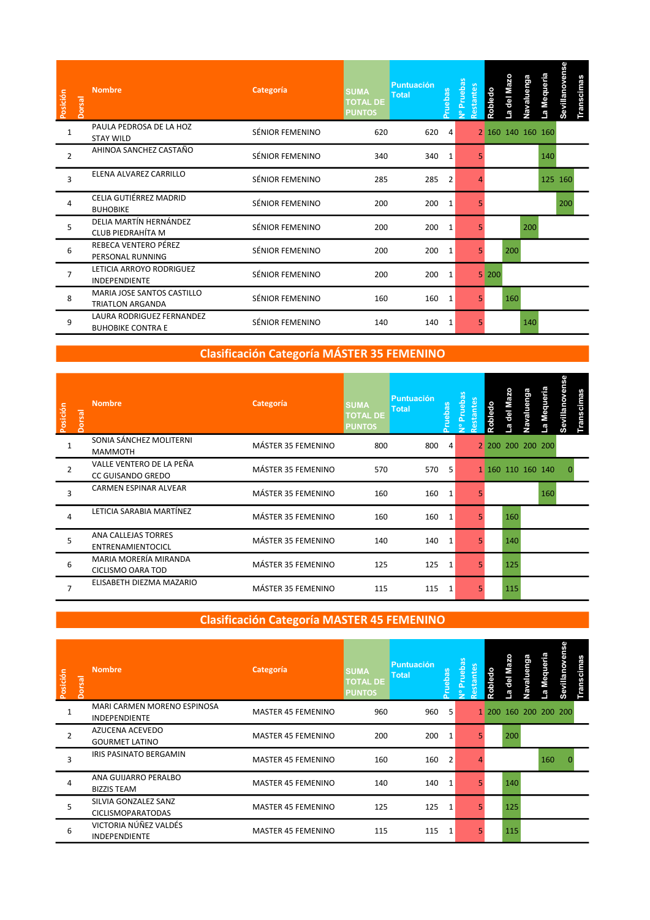| Posición | Dorsal | Nombre | Categoría | SUMA TOTAL DE PUNTOS | Puntuación Total | Pruebas | Nº Pruebas Restantes | Robledo | La del Mazo | Navaluenga | La Mequeria | Sevillanovense | Transcimas |
|---|---|---|---|---|---|---|---|---|---|---|---|---|---|
| 1 | | PAULA PEDROSA DE LA HOZ<br>STAY WILD | SÉNIOR FEMENINO | 620 | 620 | 4 | 2 | 160 | 140 | 160 | 160 | | |
| 2 | | AHINOA SANCHEZ CASTAÑO | SÉNIOR FEMENINO | 340 | 340 | 1 | 5 | | | | 140 | | |
| 3 | | ELENA ALVAREZ CARRILLO | SÉNIOR FEMENINO | 285 | 285 | 2 | 4 | | | | 125 | 160 | |
| 4 | | CELIA GUTIÉRREZ MADRID<br>BUHOBIKE | SÉNIOR FEMENINO | 200 | 200 | 1 | 5 | | | | | 200 | |
| 5 | | DELIA MARTÍN HERNÁNDEZ<br>CLUB PIEDRAHÍTA M | SÉNIOR FEMENINO | 200 | 200 | 1 | 5 | | | 200 | | | |
| 6 | | REBECA VENTERO PÉREZ<br>PERSONAL RUNNING | SÉNIOR FEMENINO | 200 | 200 | 1 | 5 | | 200 | | | | |
| 7 | | LETICIA ARROYO RODRIGUEZ<br>INDEPENDIENTE | SÉNIOR FEMENINO | 200 | 200 | 1 | 5 | 200 | | | | | |
| 8 | | MARIA JOSE SANTOS CASTILLO<br>TRIATLON ARGANDA | SÉNIOR FEMENINO | 160 | 160 | 1 | 5 | | 160 | | | | |
| 9 | | LAURA RODRIGUEZ FERNANDEZ<br>BUHOBIKE CONTRA E | SÉNIOR FEMENINO | 140 | 140 | 1 | 5 | | | 140 | | | |

## Clasificación Categoría MÁSTER 35 FEMENINO

| Posición | Dorsal | Nombre | Categoría | SUMA TOTAL DE PUNTOS | Puntuación Total | Pruebas | Nº Pruebas Restantes | Robledo | La del Mazo | Navaluenga | La Mequeria | Sevillanovense | Transcimas |
|---|---|---|---|---|---|---|---|---|---|---|---|---|---|
| 1 | | SONIA SÁNCHEZ MOLITERNI<br>MAMMOTH | MÁSTER 35 FEMENINO | 800 | 800 | 4 | 2 | 200 | 200 | 200 | 200 | | |
| 2 | | VALLE VENTERO DE LA PEÑA<br>CC GUISANDO GREDO | MÁSTER 35 FEMENINO | 570 | 570 | 5 | 1 | 160 | 110 | 160 | 140 | 0 | |
| 3 | | CARMEN ESPINAR ALVEAR | MÁSTER 35 FEMENINO | 160 | 160 | 1 | 5 | | | | 160 | | |
| 4 | | LETICIA SARABIA MARTÍNEZ | MÁSTER 35 FEMENINO | 160 | 160 | 1 | 5 | | 160 | | | | |
| 5 | | ANA CALLEJAS TORRES<br>ENTRENAMIENTOCICL | MÁSTER 35 FEMENINO | 140 | 140 | 1 | 5 | | 140 | | | | |
| 6 | | MARIA MORERÍA MIRANDA<br>CICLISMO OARA TOD | MÁSTER 35 FEMENINO | 125 | 125 | 1 | 5 | | 125 | | | | |
| 7 | | ELISABETH DIEZMA MAZARIO | MÁSTER 35 FEMENINO | 115 | 115 | 1 | 5 | | 115 | | | | |

## Clasificación Categoría MASTER 45 FEMENINO

| Posición | Dorsal | Nombre | Categoría | SUMA TOTAL DE PUNTOS | Puntuación Total | Pruebas | Nº Pruebas Restantes | Robledo | La del Mazo | Navaluenga | La Mequeria | Sevillanovense | Transcimas |
|---|---|---|---|---|---|---|---|---|---|---|---|---|---|
| 1 | | MARI CARMEN MORENO ESPINOSA<br>INDEPENDIENTE | MASTER 45 FEMENINO | 960 | 960 | 5 | 1 | 200 | 160 | 200 | 200 | 200 | |
| 2 | | AZUCENA ACEVEDO<br>GOURMET LATINO | MASTER 45 FEMENINO | 200 | 200 | 1 | 5 | | 200 | | | | |
| 3 | | IRIS PASINATO BERGAMIN | MASTER 45 FEMENINO | 160 | 160 | 2 | 4 | | | | 160 | 0 | |
| 4 | | ANA GUIJARRO PERALBO<br>BIZZIS TEAM | MASTER 45 FEMENINO | 140 | 140 | 1 | 5 | | 140 | | | | |
| 5 | | SILVIA GONZALEZ SANZ<br>CICLISMOPARATODAS | MASTER 45 FEMENINO | 125 | 125 | 1 | 5 | | 125 | | | | |
| 6 | | VICTORIA NÚÑEZ VALDÉS<br>INDEPENDIENTE | MASTER 45 FEMENINO | 115 | 115 | 1 | 5 | | 115 | | | | |